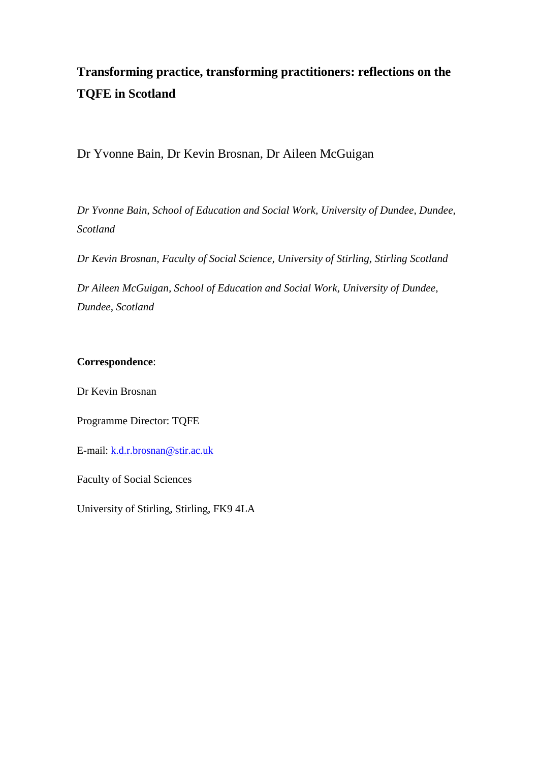# Transforming practice, transforming practitioners: reflections on the TQFE in Scotland

Dr Yvonne Bain, Dr Kevin Brosnan, Dr Aileen McGuigan

*Dr Yvonne Bain, School of Education and Social Work, University of Dundee, Dundee, Scotland*

*Dr Kevin Brosnan, Faculty of Social Science, University of Stirling, Stirling Scotland*

*Dr Aileen McGuigan, School of Education and Social Work, University of Dundee, Dundee, Scotland*

**Correspondence**:

Dr Kevin Brosnan

Programme Director: TQFE

E-mail: k.d.r.brosnan@stir.ac.uk

Faculty of Social Sciences

University of Stirling, Stirling, FK9 4LA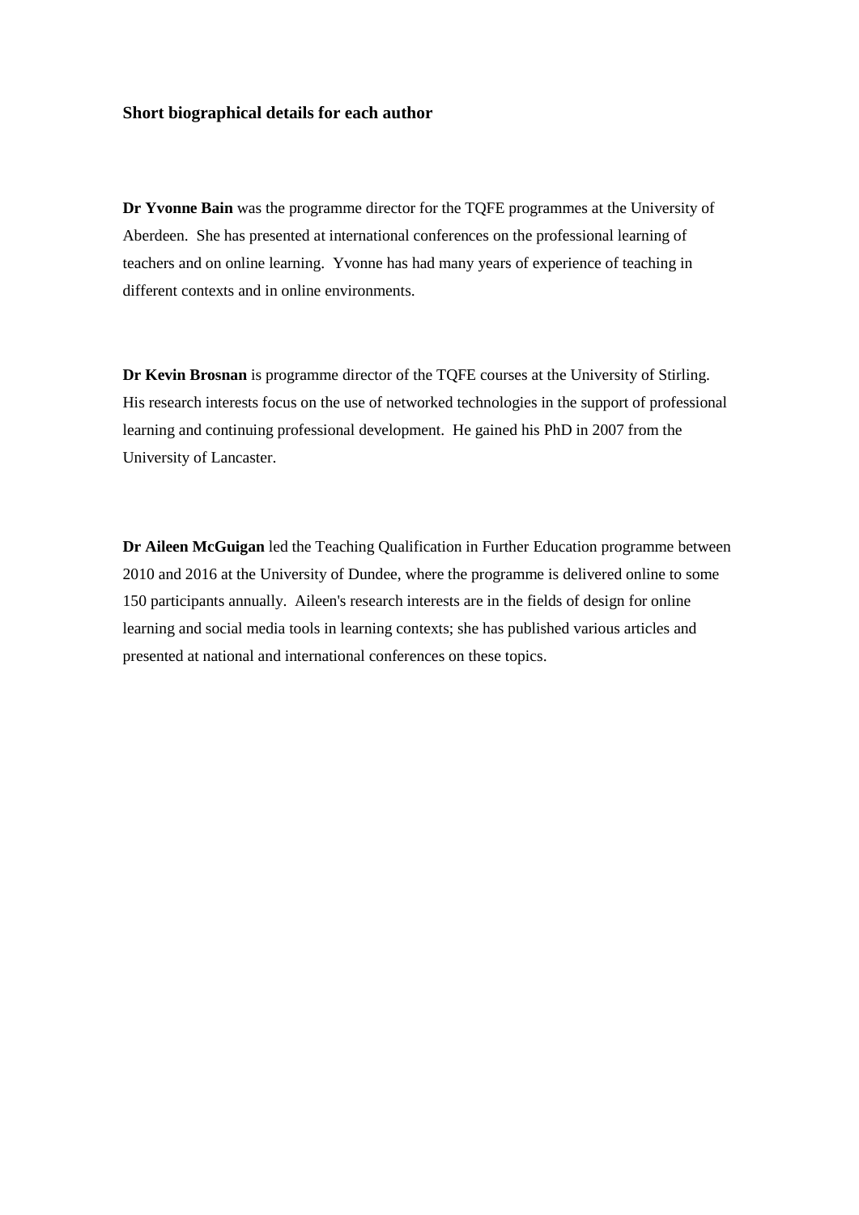### Short biographical details for each author

**Dr Yvonne Bain** was the programme director for the TQFE programmes at the University of Aberdeen. She has presented at international conferences on the professional learning of teachers and on online learning. Yvonne has had many years of experience of teaching in different contexts and in online environments.

**Dr Kevin Brosnan** is programme director of the TQFE courses at the University of Stirling. His research interests focus on the use of networked technologies in the support of professional learning and continuing professional development. He gained his PhD in 2007 from the University of Lancaster.

**Dr Aileen McGuigan** led the Teaching Qualification in Further Education programme between 2010 and 2016 at the University of Dundee, where the programme is delivered online to some 150 participants annually. Aileen's research interests are in the fields of design for online learning and social media tools in learning contexts; she has published various articles and presented at national and international conferences on these topics.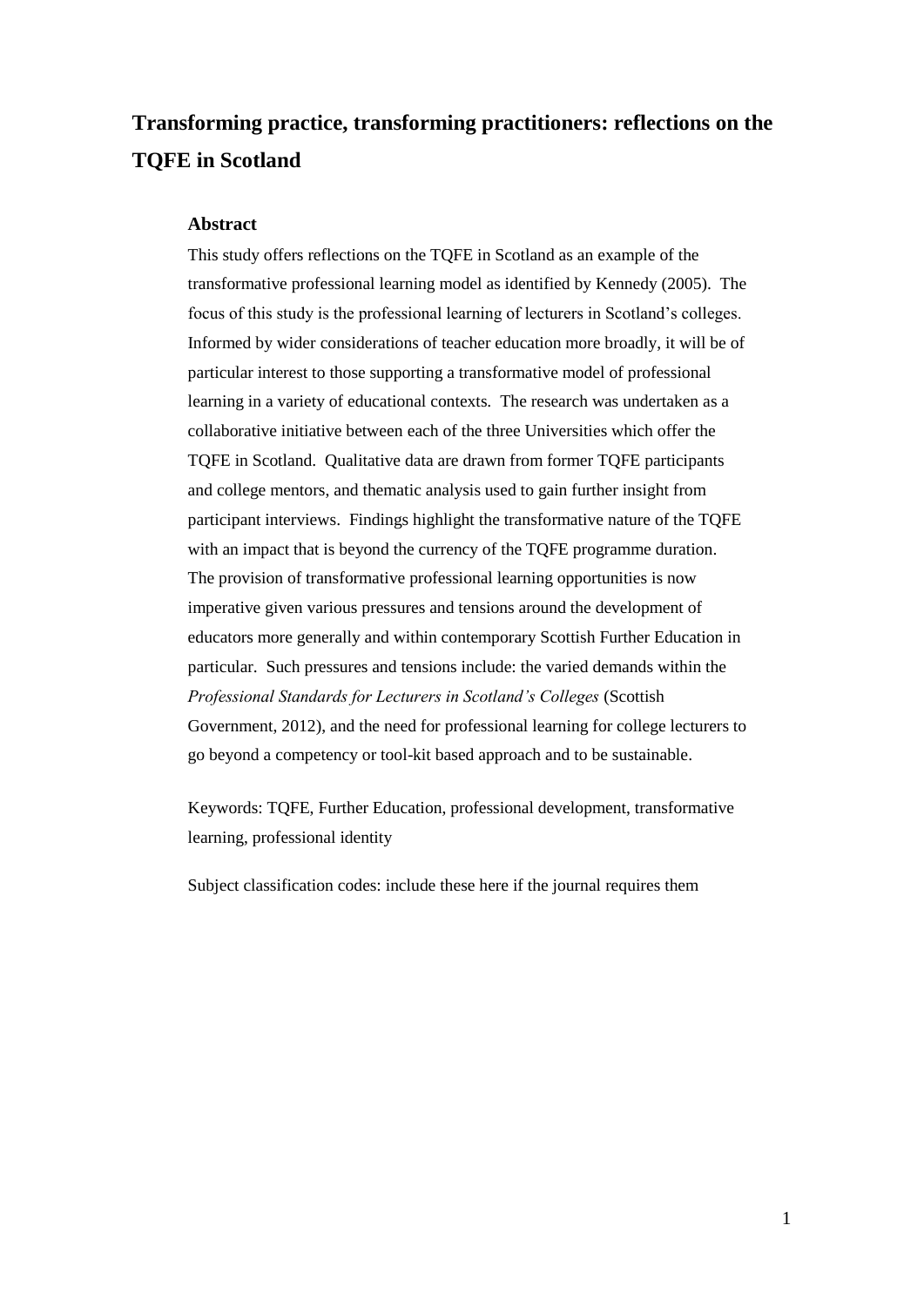# Transforming practice, transforming practitioners: reflections on the TQFE in Scotland

## Abstract

This study offers reflections on the TQFE in Scotland as an example of the transformative professional learning model as identified by Kennedy (2005). The focus of this study is the professional learning of lecturers in Scotland's colleges. Informed by wider considerations of teacher education more broadly, it will be of particular interest to those supporting a transformative model of professional learning in a variety of educational contexts. The research was undertaken as a collaborative initiative between each of the three Universities which offer the TQFE in Scotland. Qualitative data are drawn from former TQFE participants and college mentors, and thematic analysis used to gain further insight from participant interviews. Findings highlight the transformative nature of the TQFE with an impact that is beyond the currency of the TQFE programme duration. The provision of transformative professional learning opportunities is now imperative given various pressures and tensions around the development of educators more generally and within contemporary Scottish Further Education in particular. Such pressures and tensions include: the varied demands within the *Professional Standards for Lecturers in Scotland's Colleges* (Scottish Government, 2012), and the need for professional learning for college lecturers to go beyond a competency or tool-kit based approach and to be sustainable.

Keywords: TQFE, Further Education, professional development, transformative learning, professional identity

Subject classification codes: include these here if the journal requires them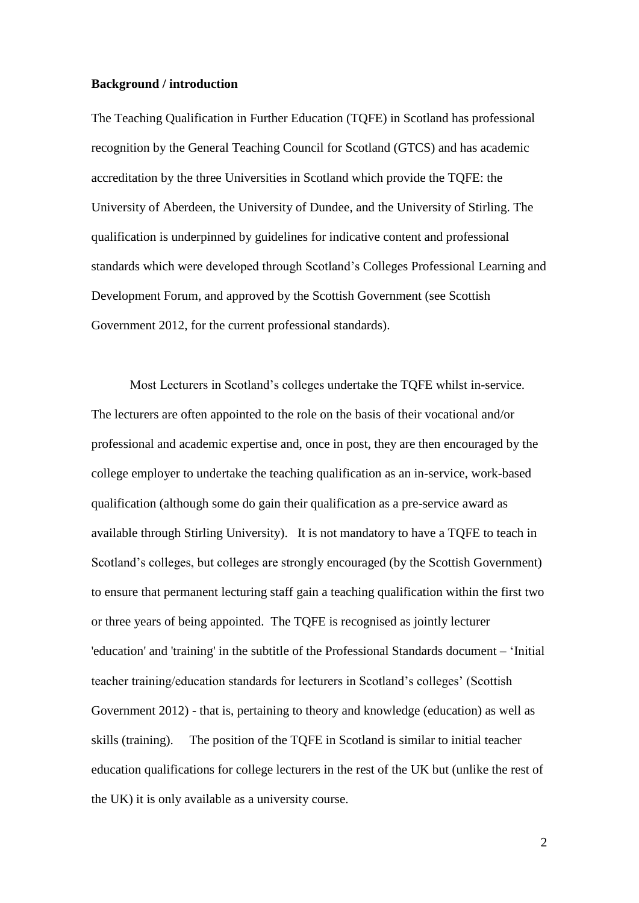**Background / introduction**

The Teaching Qualification in Further Education (TQFE) in Scotland has professional recognition by the General Teaching Council for Scotland (GTCS) and has academic accreditation by the three Universities in Scotland which provide the TQFE: the University of Aberdeen, the University of Dundee, and the University of Stirling. The qualification is underpinned by guidelines for indicative content and professional standards which were developed through Scotland's Colleges Professional Learning and Development Forum, and approved by the Scottish Government (see Scottish Government 2012, for the current professional standards).

Most Lecturers in Scotland's colleges undertake the TQFE whilst in-service. The lecturers are often appointed to the role on the basis of their vocational and/or professional and academic expertise and, once in post, they are then encouraged by the college employer to undertake the teaching qualification as an in-service, work-based qualification (although some do gain their qualification as a pre-service award as available through Stirling University). It is not mandatory to have a TQFE to teach in Scotland's colleges, but colleges are strongly encouraged (by the Scottish Government) to ensure that permanent lecturing staff gain a teaching qualification within the first two or three years of being appointed. The TQFE is recognised as jointly lecturer 'education' and 'training' in the subtitle of the Professional Standards document – 'Initial teacher training/education standards for lecturers in Scotland's colleges' (Scottish Government 2012) - that is, pertaining to theory and knowledge (education) as well as skills (training). The position of the TQFE in Scotland is similar to initial teacher education qualifications for college lecturers in the rest of the UK but (unlike the rest of the UK) it is only available as a university course.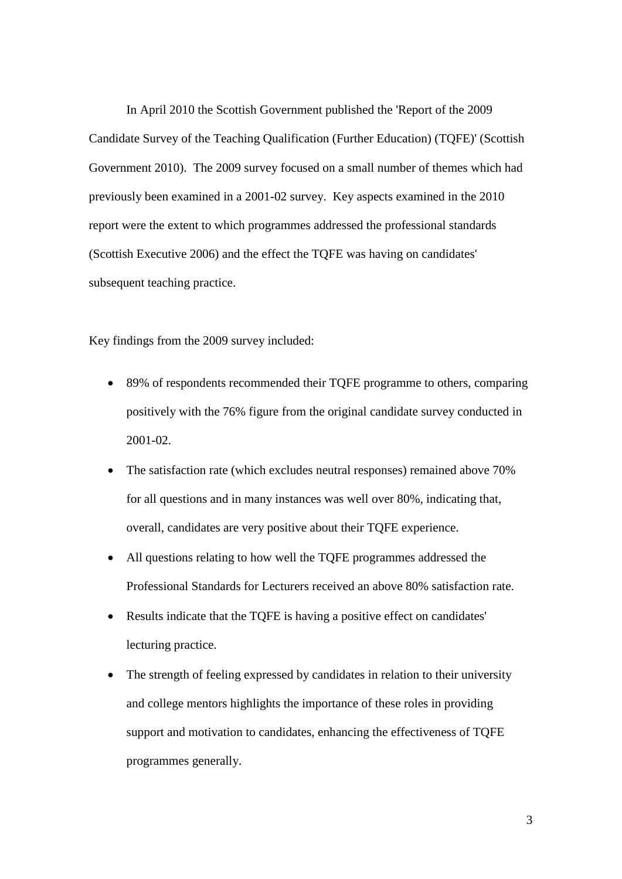In April 2010 the Scottish Government published the 'Report of the 2009 Candidate Survey of the Teaching Qualification (Further Education) (TQFE)' (Scottish Government 2010). The 2009 survey focused on a small number of themes which had previously been examined in a 2001-02 survey. Key aspects examined in the 2010 report were the extent to which programmes addressed the professional standards (Scottish Executive 2006) and the effect the TQFE was having on candidates' subsequent teaching practice.

Key findings from the 2009 survey included:

- 89% of respondents recommended their TQFE programme to others, comparing positively with the 76% figure from the original candidate survey conducted in 2001-02.
- The satisfaction rate (which excludes neutral responses) remained above 70% for all questions and in many instances was well over 80%, indicating that, overall, candidates are very positive about their TQFE experience.
- All questions relating to how well the TQFE programmes addressed the Professional Standards for Lecturers received an above 80% satisfaction rate.
- Results indicate that the TQFE is having a positive effect on candidates' lecturing practice.
- The strength of feeling expressed by candidates in relation to their university and college mentors highlights the importance of these roles in providing support and motivation to candidates, enhancing the effectiveness of TQFE programmes generally.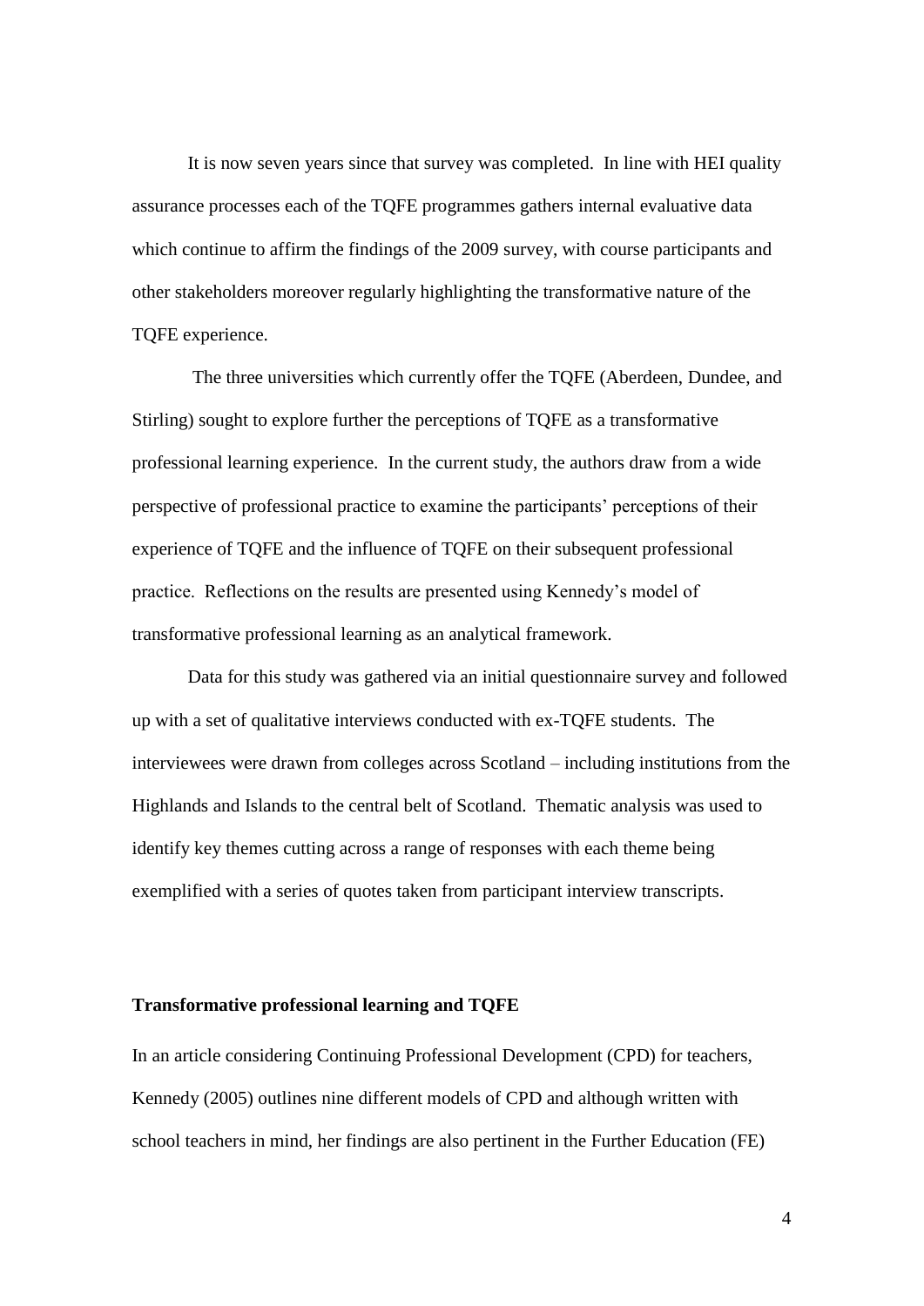It is now seven years since that survey was completed. In line with HEI quality assurance processes each of the TQFE programmes gathers internal evaluative data which continue to affirm the findings of the 2009 survey, with course participants and other stakeholders moreover regularly highlighting the transformative nature of the TQFE experience.

The three universities which currently offer the TQFE (Aberdeen, Dundee, and Stirling) sought to explore further the perceptions of TQFE as a transformative professional learning experience. In the current study, the authors draw from a wide perspective of professional practice to examine the participants' perceptions of their experience of TQFE and the influence of TQFE on their subsequent professional practice. Reflections on the results are presented using Kennedy's model of transformative professional learning as an analytical framework.

Data for this study was gathered via an initial questionnaire survey and followed up with a set of qualitative interviews conducted with ex-TQFE students. The interviewees were drawn from colleges across Scotland – including institutions from the Highlands and Islands to the central belt of Scotland. Thematic analysis was used to identify key themes cutting across a range of responses with each theme being exemplified with a series of quotes taken from participant interview transcripts.

**Transformative professional learning and TQFE**

In an article considering Continuing Professional Development (CPD) for teachers, Kennedy (2005) outlines nine different models of CPD and although written with school teachers in mind, her findings are also pertinent in the Further Education (FE)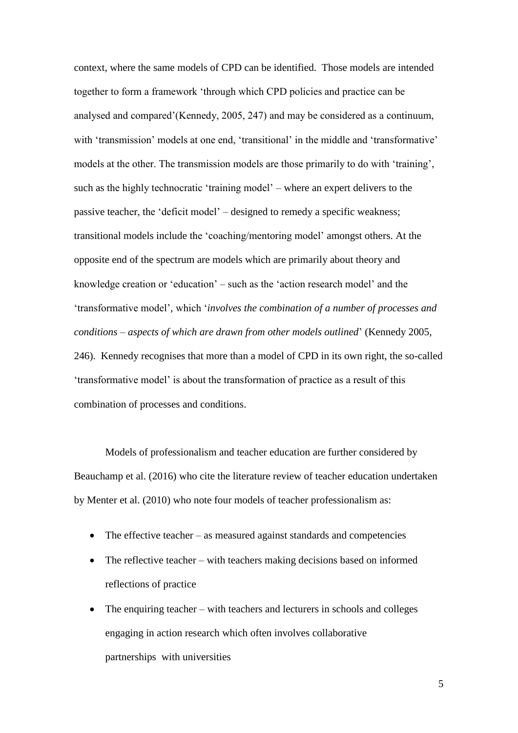context, where the same models of CPD can be identified. Those models are intended together to form a framework 'through which CPD policies and practice can be analysed and compared'(Kennedy, 2005, 247) and may be considered as a continuum, with 'transmission' models at one end, 'transitional' in the middle and 'transformative' models at the other. The transmission models are those primarily to do with 'training', such as the highly technocratic 'training model' – where an expert delivers to the passive teacher, the 'deficit model' – designed to remedy a specific weakness; transitional models include the 'coaching/mentoring model' amongst others. At the opposite end of the spectrum are models which are primarily about theory and knowledge creation or 'education' – such as the 'action research model' and the 'transformative model', which '*involves the combination of a number of processes and conditions – aspects of which are drawn from other models outlined*' (Kennedy 2005, 246). Kennedy recognises that more than a model of CPD in its own right, the so-called 'transformative model' is about the transformation of practice as a result of this combination of processes and conditions.

Models of professionalism and teacher education are further considered by Beauchamp et al. (2016) who cite the literature review of teacher education undertaken by Menter et al. (2010) who note four models of teacher professionalism as:

- The effective teacher – as measured against standards and competencies
- The reflective teacher – with teachers making decisions based on informed reflections of practice
- The enquiring teacher – with teachers and lecturers in schools and colleges engaging in action research which often involves collaborative partnerships with universities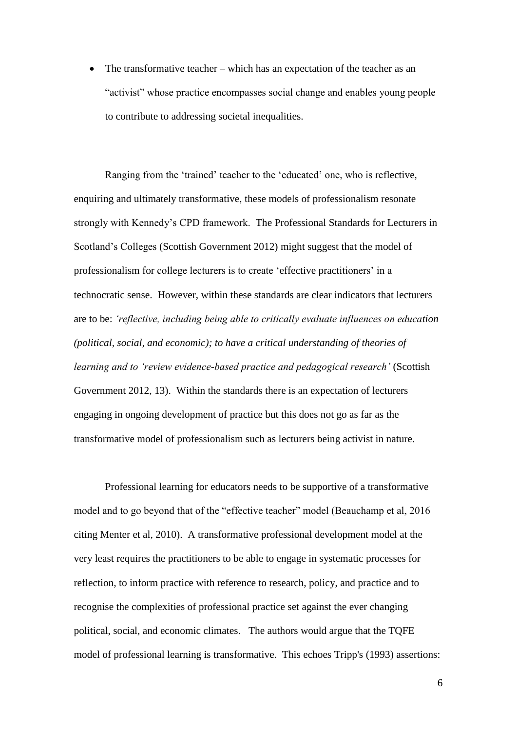- The transformative teacher – which has an expectation of the teacher as an "activist" whose practice encompasses social change and enables young people to contribute to addressing societal inequalities.

Ranging from the 'trained' teacher to the 'educated' one, who is reflective, enquiring and ultimately transformative, these models of professionalism resonate strongly with Kennedy's CPD framework. The Professional Standards for Lecturers in Scotland's Colleges (Scottish Government 2012) might suggest that the model of professionalism for college lecturers is to create 'effective practitioners' in a technocratic sense. However, within these standards are clear indicators that lecturers are to be: *'reflective, including being able to critically evaluate influences on education (political, social, and economic); to have a critical understanding of theories of learning and to 'review evidence-based practice and pedagogical research'* (Scottish Government 2012, 13). Within the standards there is an expectation of lecturers engaging in ongoing development of practice but this does not go as far as the transformative model of professionalism such as lecturers being activist in nature.

Professional learning for educators needs to be supportive of a transformative model and to go beyond that of the "effective teacher" model (Beauchamp et al, 2016 citing Menter et al, 2010). A transformative professional development model at the very least requires the practitioners to be able to engage in systematic processes for reflection, to inform practice with reference to research, policy, and practice and to recognise the complexities of professional practice set against the ever changing political, social, and economic climates. The authors would argue that the TQFE model of professional learning is transformative. This echoes Tripp's (1993) assertions: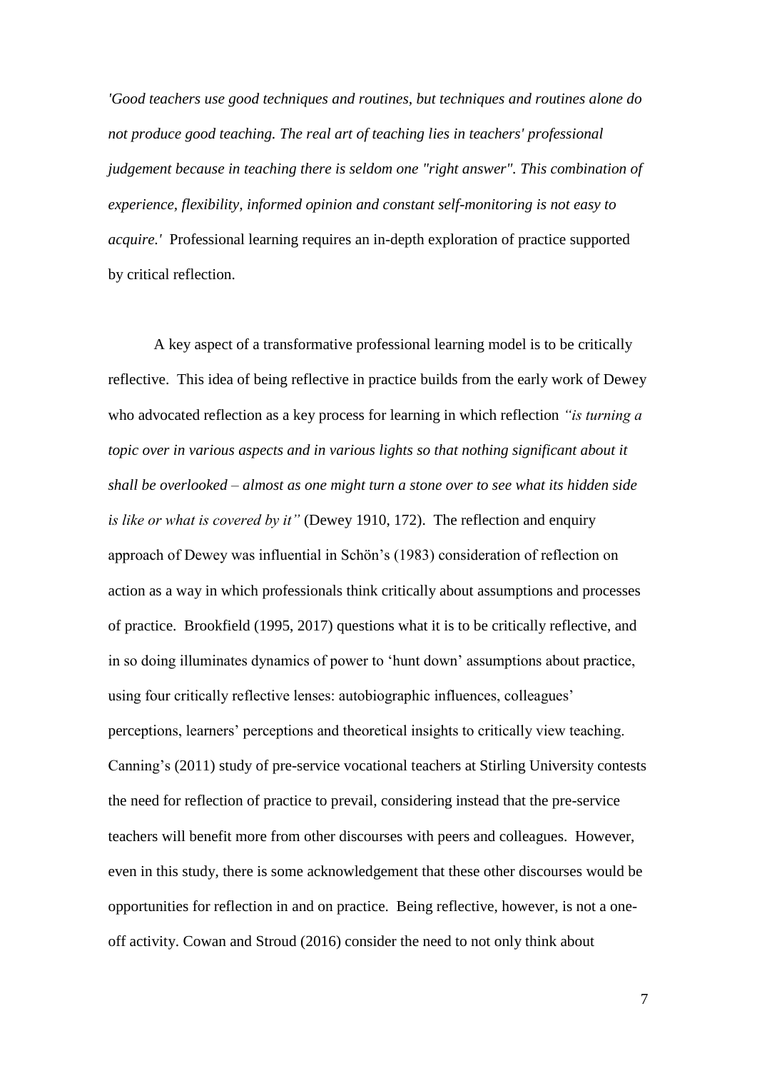*'Good teachers use good techniques and routines, but techniques and routines alone do not produce good teaching. The real art of teaching lies in teachers' professional judgement because in teaching there is seldom one "right answer". This combination of experience, flexibility, informed opinion and constant self-monitoring is not easy to acquire.'* Professional learning requires an in-depth exploration of practice supported by critical reflection.

A key aspect of a transformative professional learning model is to be critically reflective. This idea of being reflective in practice builds from the early work of Dewey who advocated reflection as a key process for learning in which reflection *"is turning a topic over in various aspects and in various lights so that nothing significant about it shall be overlooked – almost as one might turn a stone over to see what its hidden side is like or what is covered by it"* (Dewey 1910, 172). The reflection and enquiry approach of Dewey was influential in Schön's (1983) consideration of reflection on action as a way in which professionals think critically about assumptions and processes of practice. Brookfield (1995, 2017) questions what it is to be critically reflective, and in so doing illuminates dynamics of power to 'hunt down' assumptions about practice, using four critically reflective lenses: autobiographic influences, colleagues' perceptions, learners' perceptions and theoretical insights to critically view teaching. Canning's (2011) study of pre-service vocational teachers at Stirling University contests the need for reflection of practice to prevail, considering instead that the pre-service teachers will benefit more from other discourses with peers and colleagues. However, even in this study, there is some acknowledgement that these other discourses would be opportunities for reflection in and on practice. Being reflective, however, is not a one-off activity. Cowan and Stroud (2016) consider the need to not only think about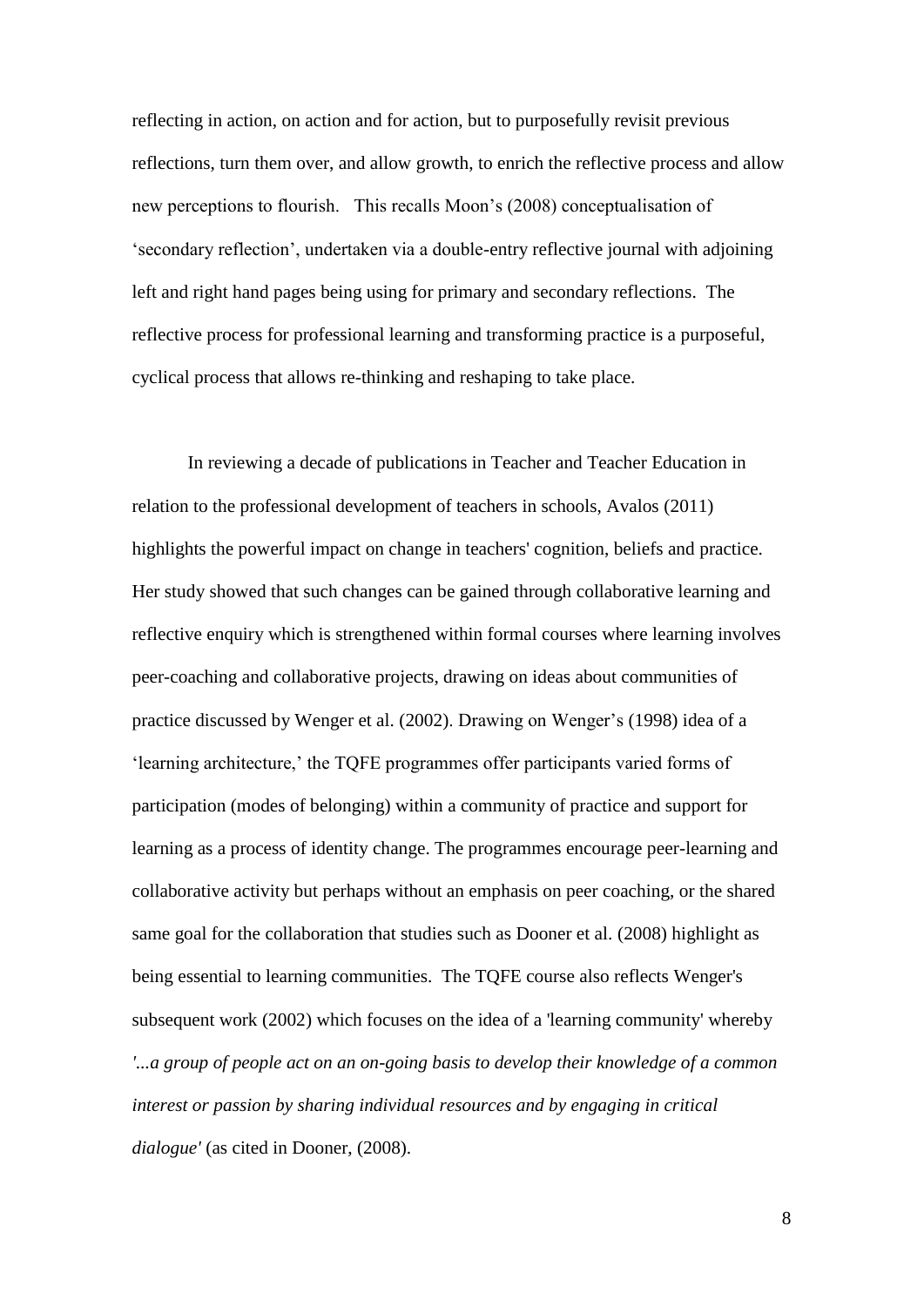reflecting in action, on action and for action, but to purposefully revisit previous reflections, turn them over, and allow growth, to enrich the reflective process and allow new perceptions to flourish. This recalls Moon's (2008) conceptualisation of 'secondary reflection', undertaken via a double-entry reflective journal with adjoining left and right hand pages being using for primary and secondary reflections. The reflective process for professional learning and transforming practice is a purposeful, cyclical process that allows re-thinking and reshaping to take place.

In reviewing a decade of publications in Teacher and Teacher Education in relation to the professional development of teachers in schools, Avalos (2011) highlights the powerful impact on change in teachers' cognition, beliefs and practice. Her study showed that such changes can be gained through collaborative learning and reflective enquiry which is strengthened within formal courses where learning involves peer-coaching and collaborative projects, drawing on ideas about communities of practice discussed by Wenger et al. (2002). Drawing on Wenger's (1998) idea of a 'learning architecture,' the TQFE programmes offer participants varied forms of participation (modes of belonging) within a community of practice and support for learning as a process of identity change. The programmes encourage peer-learning and collaborative activity but perhaps without an emphasis on peer coaching, or the shared same goal for the collaboration that studies such as Dooner et al. (2008) highlight as being essential to learning communities. The TQFE course also reflects Wenger's subsequent work (2002) which focuses on the idea of a 'learning community' whereby *'...a group of people act on an on-going basis to develop their knowledge of a common interest or passion by sharing individual resources and by engaging in critical dialogue'* (as cited in Dooner, (2008).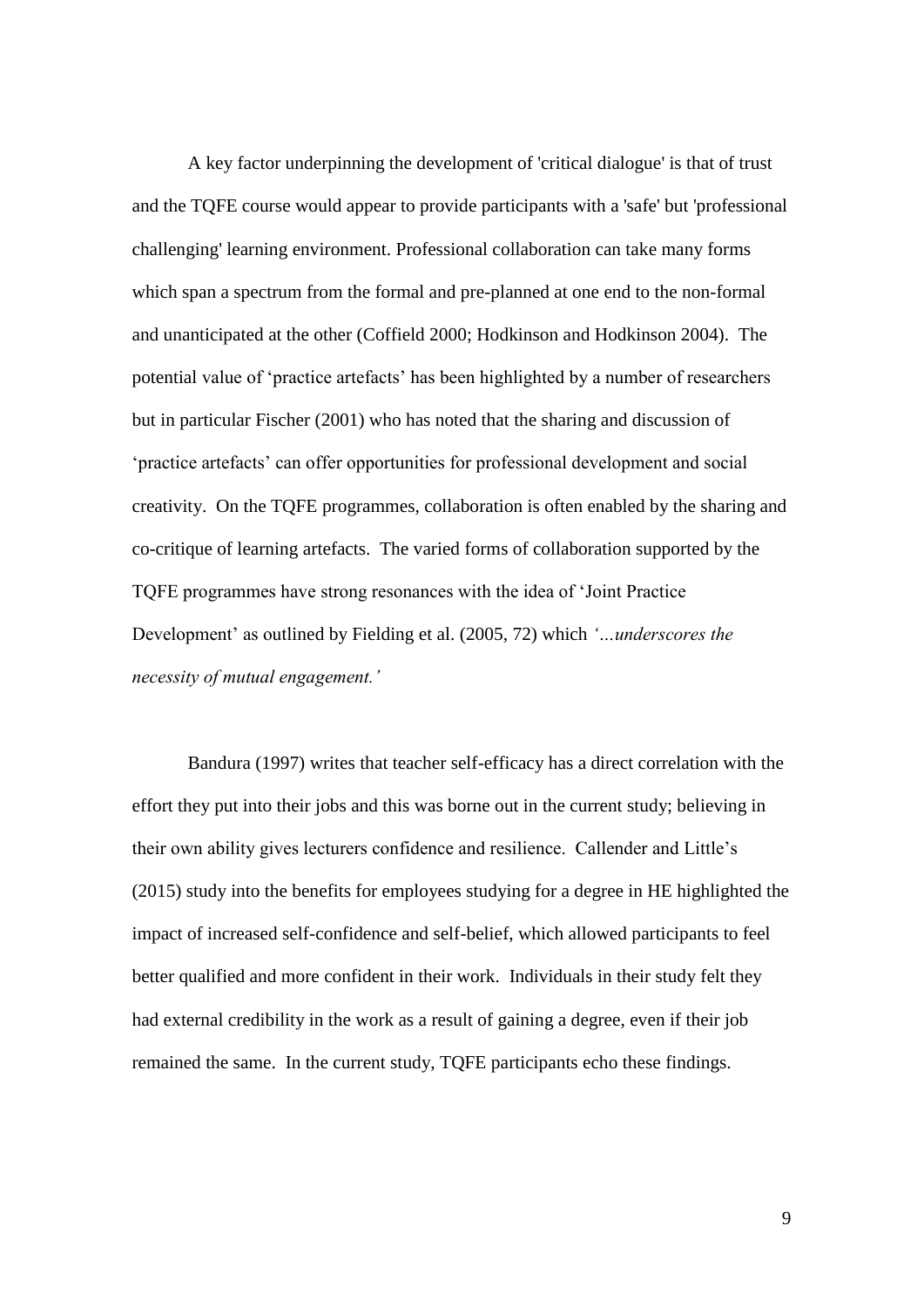A key factor underpinning the development of 'critical dialogue' is that of trust and the TQFE course would appear to provide participants with a 'safe' but 'professional challenging' learning environment. Professional collaboration can take many forms which span a spectrum from the formal and pre-planned at one end to the non-formal and unanticipated at the other (Coffield 2000; Hodkinson and Hodkinson 2004). The potential value of 'practice artefacts' has been highlighted by a number of researchers but in particular Fischer (2001) who has noted that the sharing and discussion of 'practice artefacts' can offer opportunities for professional development and social creativity. On the TQFE programmes, collaboration is often enabled by the sharing and co-critique of learning artefacts. The varied forms of collaboration supported by the TQFE programmes have strong resonances with the idea of 'Joint Practice Development' as outlined by Fielding et al. (2005, 72) which *'…underscores the necessity of mutual engagement.'*

Bandura (1997) writes that teacher self-efficacy has a direct correlation with the effort they put into their jobs and this was borne out in the current study; believing in their own ability gives lecturers confidence and resilience. Callender and Little's (2015) study into the benefits for employees studying for a degree in HE highlighted the impact of increased self-confidence and self-belief, which allowed participants to feel better qualified and more confident in their work. Individuals in their study felt they had external credibility in the work as a result of gaining a degree, even if their job remained the same. In the current study, TQFE participants echo these findings.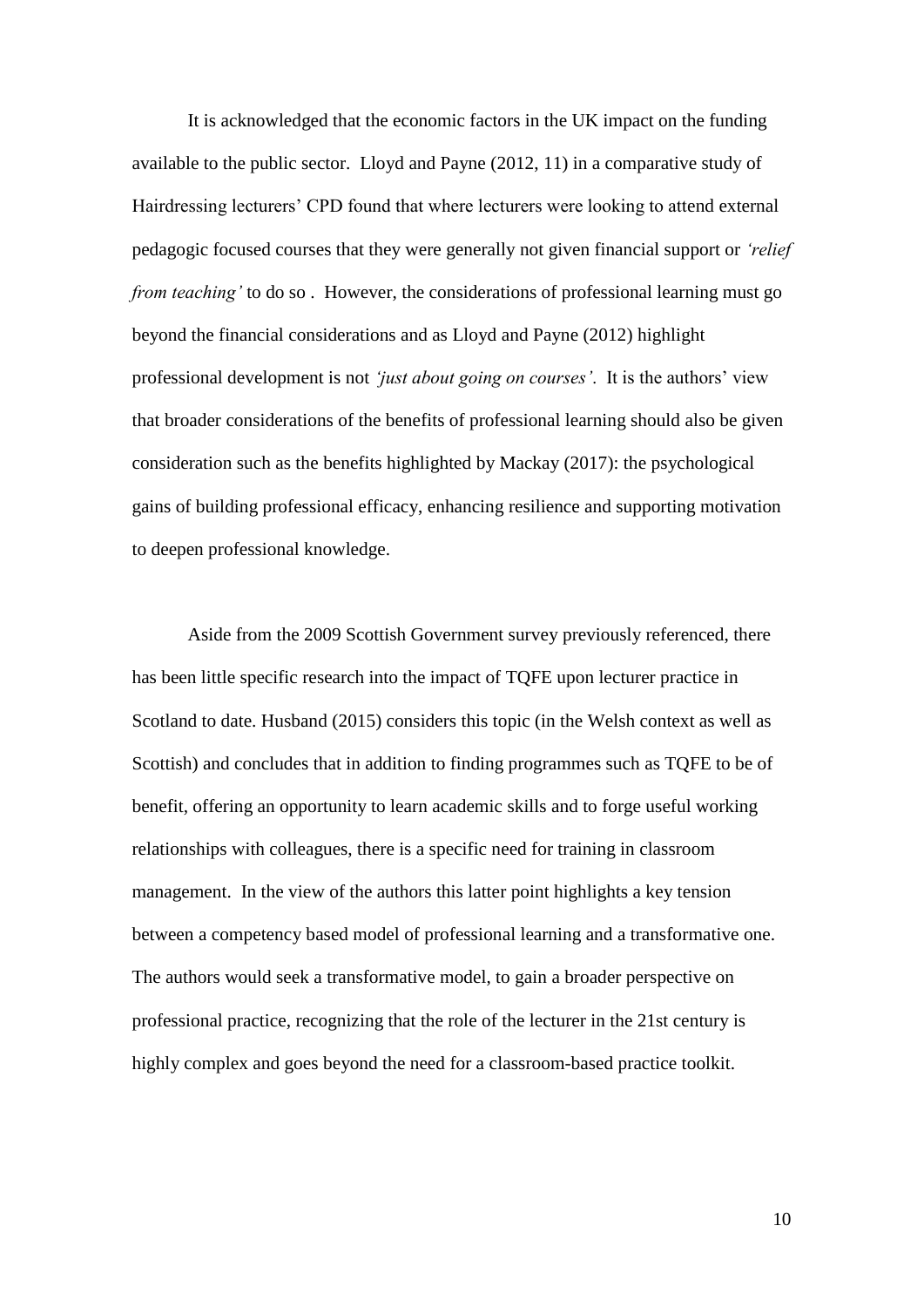It is acknowledged that the economic factors in the UK impact on the funding available to the public sector. Lloyd and Payne (2012, 11) in a comparative study of Hairdressing lecturers' CPD found that where lecturers were looking to attend external pedagogic focused courses that they were generally not given financial support or *'relief from teaching'* to do so . However, the considerations of professional learning must go beyond the financial considerations and as Lloyd and Payne (2012) highlight professional development is not *'just about going on courses'*. It is the authors' view that broader considerations of the benefits of professional learning should also be given consideration such as the benefits highlighted by Mackay (2017): the psychological gains of building professional efficacy, enhancing resilience and supporting motivation to deepen professional knowledge.

Aside from the 2009 Scottish Government survey previously referenced, there has been little specific research into the impact of TQFE upon lecturer practice in Scotland to date. Husband (2015) considers this topic (in the Welsh context as well as Scottish) and concludes that in addition to finding programmes such as TQFE to be of benefit, offering an opportunity to learn academic skills and to forge useful working relationships with colleagues, there is a specific need for training in classroom management. In the view of the authors this latter point highlights a key tension between a competency based model of professional learning and a transformative one. The authors would seek a transformative model, to gain a broader perspective on professional practice, recognizing that the role of the lecturer in the 21st century is highly complex and goes beyond the need for a classroom-based practice toolkit.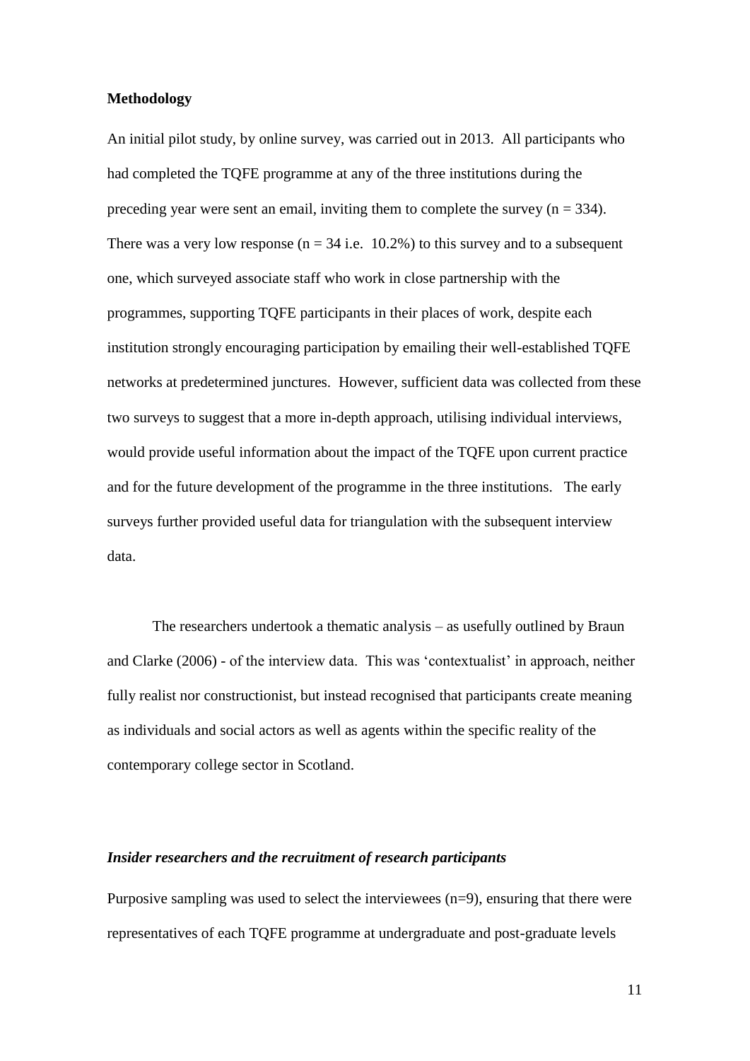## Methodology

An initial pilot study, by online survey, was carried out in 2013. All participants who had completed the TQFE programme at any of the three institutions during the preceding year were sent an email, inviting them to complete the survey (n = 334). There was a very low response (n = 34 i.e. 10.2%) to this survey and to a subsequent one, which surveyed associate staff who work in close partnership with the programmes, supporting TQFE participants in their places of work, despite each institution strongly encouraging participation by emailing their well-established TQFE networks at predetermined junctures. However, sufficient data was collected from these two surveys to suggest that a more in-depth approach, utilising individual interviews, would provide useful information about the impact of the TQFE upon current practice and for the future development of the programme in the three institutions. The early surveys further provided useful data for triangulation with the subsequent interview data.

The researchers undertook a thematic analysis – as usefully outlined by Braun and Clarke (2006) - of the interview data. This was 'contextualist' in approach, neither fully realist nor constructionist, but instead recognised that participants create meaning as individuals and social actors as well as agents within the specific reality of the contemporary college sector in Scotland.

### *Insider researchers and the recruitment of research participants*

Purposive sampling was used to select the interviewees (n=9), ensuring that there were representatives of each TQFE programme at undergraduate and post-graduate levels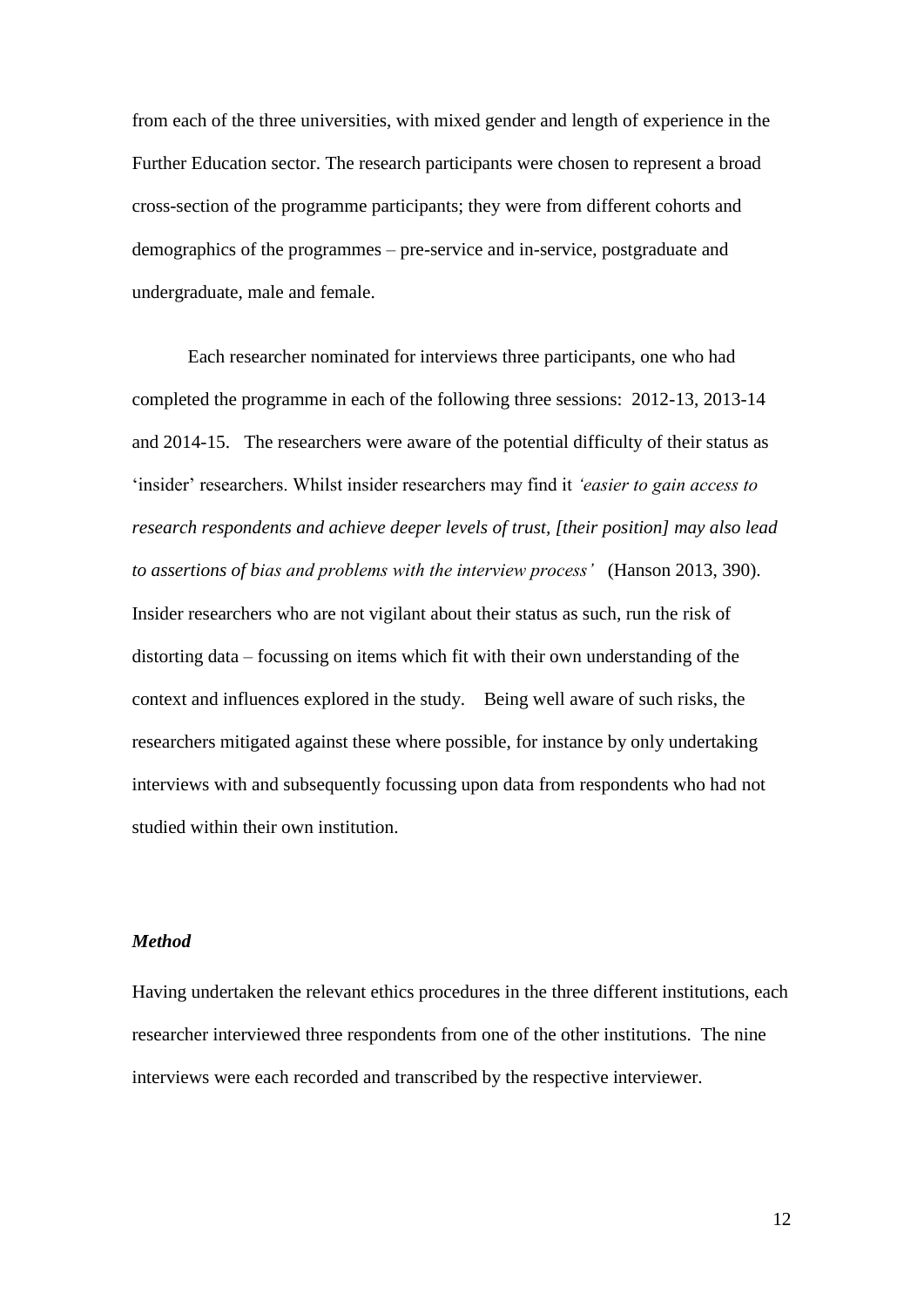from each of the three universities, with mixed gender and length of experience in the Further Education sector. The research participants were chosen to represent a broad cross-section of the programme participants; they were from different cohorts and demographics of the programmes – pre-service and in-service, postgraduate and undergraduate, male and female.

Each researcher nominated for interviews three participants, one who had completed the programme in each of the following three sessions: 2012-13, 2013-14 and 2014-15. The researchers were aware of the potential difficulty of their status as 'insider' researchers. Whilst insider researchers may find it *'easier to gain access to research respondents and achieve deeper levels of trust, [their position] may also lead to assertions of bias and problems with the interview process'* (Hanson 2013, 390). Insider researchers who are not vigilant about their status as such, run the risk of distorting data – focussing on items which fit with their own understanding of the context and influences explored in the study. Being well aware of such risks, the researchers mitigated against these where possible, for instance by only undertaking interviews with and subsequently focussing upon data from respondents who had not studied within their own institution.

### *Method*

Having undertaken the relevant ethics procedures in the three different institutions, each researcher interviewed three respondents from one of the other institutions. The nine interviews were each recorded and transcribed by the respective interviewer.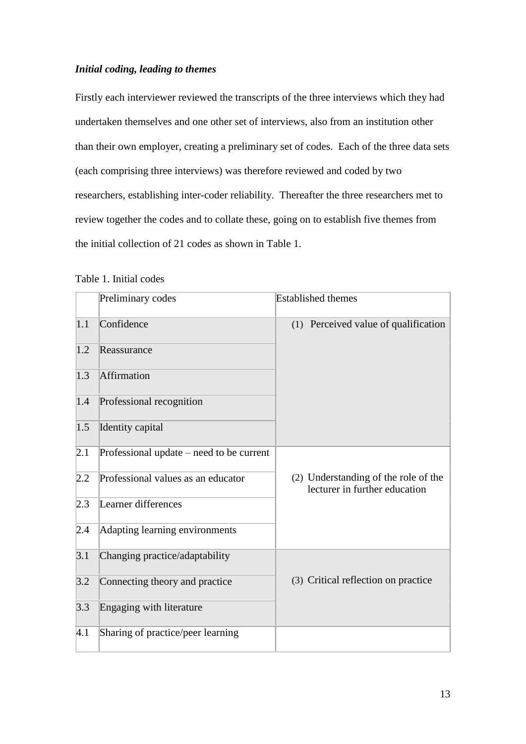***Initial coding, leading to themes***

Firstly each interviewer reviewed the transcripts of the three interviews which they had undertaken themselves and one other set of interviews, also from an institution other than their own employer, creating a preliminary set of codes. Each of the three data sets (each comprising three interviews) was therefore reviewed and coded by two researchers, establishing inter-coder reliability. Thereafter the three researchers met to review together the codes and to collate these, going on to establish five themes from the initial collection of 21 codes as shown in Table 1.

Table 1. Initial codes

| | Preliminary codes | Established themes |
|---|---|---|
| 1.1 | Confidence | (1) Perceived value of qualification |
| 1.2 | Reassurance | |
| 1.3 | Affirmation | |
| 1.4 | Professional recognition | |
| 1.5 | Identity capital | |
| 2.1 | Professional update – need to be current | (2) Understanding of the role of the lecturer in further education |
| 2.2 | Professional values as an educator | |
| 2.3 | Learner differences | |
| 2.4 | Adapting learning environments | |
| 3.1 | Changing practice/adaptability | (3) Critical reflection on practice |
| 3.2 | Connecting theory and practice | |
| 3.3 | Engaging with literature | |
| 4.1 | Sharing of practice/peer learning | |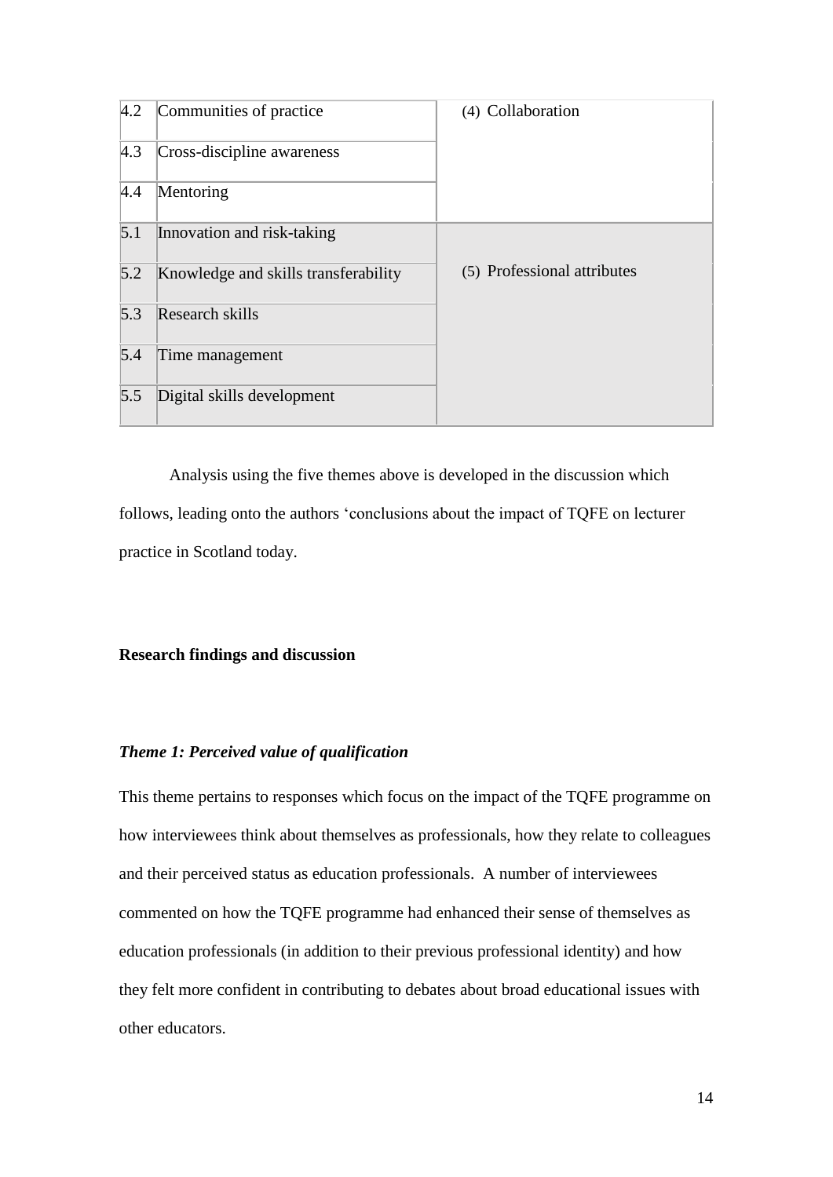| | | |
|---|---|---|
| 4.2 | Communities of practice | (4) Collaboration |
| 4.3 | Cross-discipline awareness | |
| 4.4 | Mentoring | |
| 5.1 | Innovation and risk-taking | (5) Professional attributes |
| 5.2 | Knowledge and skills transferability | |
| 5.3 | Research skills | |
| 5.4 | Time management | |
| 5.5 | Digital skills development | |

Analysis using the five themes above is developed in the discussion which follows, leading onto the authors 'conclusions about the impact of TQFE on lecturer practice in Scotland today.

**Research findings and discussion**

***Theme 1: Perceived value of qualification***

This theme pertains to responses which focus on the impact of the TQFE programme on how interviewees think about themselves as professionals, how they relate to colleagues and their perceived status as education professionals. A number of interviewees commented on how the TQFE programme had enhanced their sense of themselves as education professionals (in addition to their previous professional identity) and how they felt more confident in contributing to debates about broad educational issues with other educators.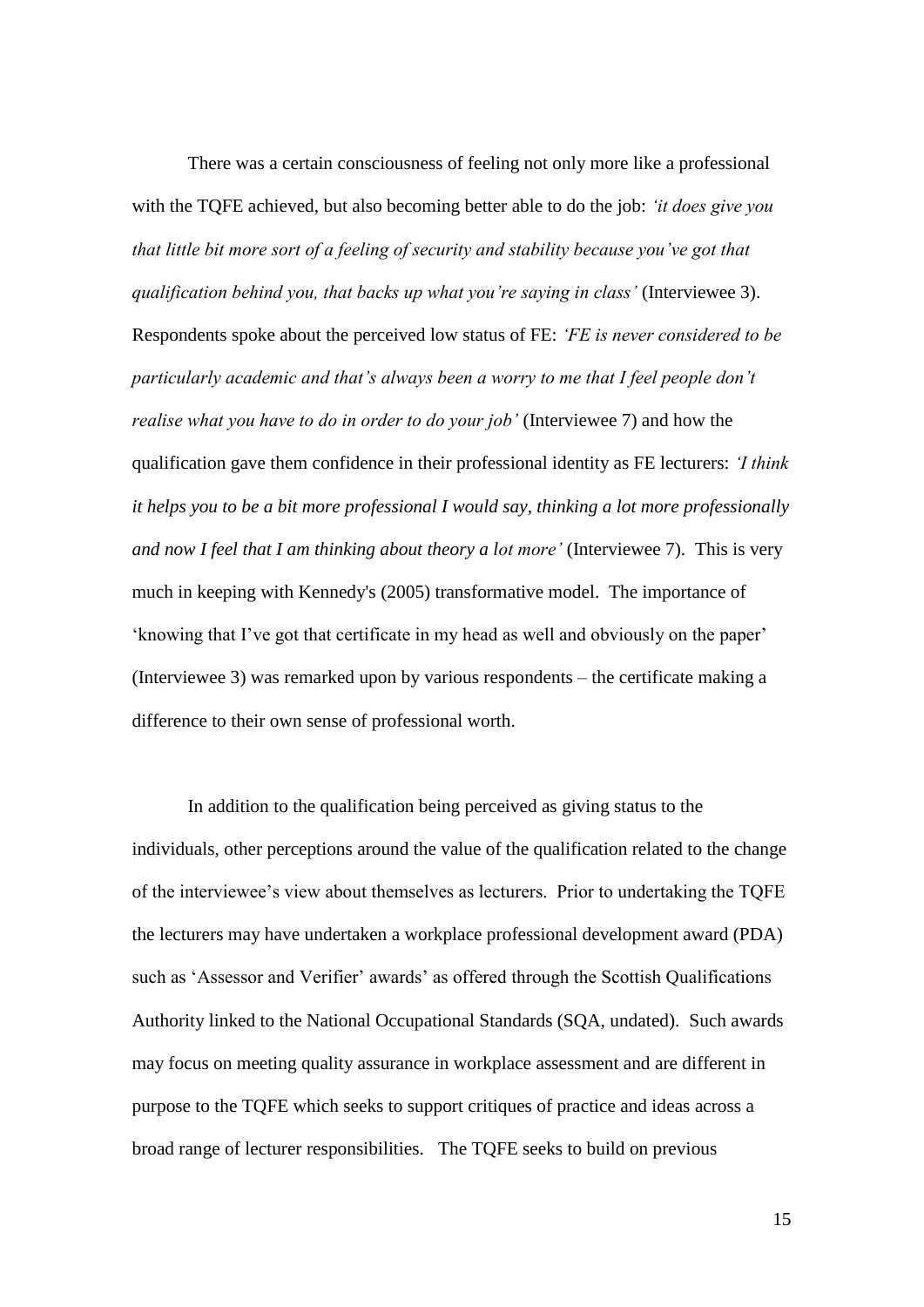There was a certain consciousness of feeling not only more like a professional with the TQFE achieved, but also becoming better able to do the job: *'it does give you that little bit more sort of a feeling of security and stability because you've got that qualification behind you, that backs up what you're saying in class'* (Interviewee 3). Respondents spoke about the perceived low status of FE: *'FE is never considered to be particularly academic and that's always been a worry to me that I feel people don't realise what you have to do in order to do your job'* (Interviewee 7) and how the qualification gave them confidence in their professional identity as FE lecturers: *'I think it helps you to be a bit more professional I would say, thinking a lot more professionally and now I feel that I am thinking about theory a lot more'* (Interviewee 7). This is very much in keeping with Kennedy's (2005) transformative model. The importance of 'knowing that I've got that certificate in my head as well and obviously on the paper' (Interviewee 3) was remarked upon by various respondents – the certificate making a difference to their own sense of professional worth.

In addition to the qualification being perceived as giving status to the individuals, other perceptions around the value of the qualification related to the change of the interviewee's view about themselves as lecturers. Prior to undertaking the TQFE the lecturers may have undertaken a workplace professional development award (PDA) such as 'Assessor and Verifier' awards' as offered through the Scottish Qualifications Authority linked to the National Occupational Standards (SQA, undated). Such awards may focus on meeting quality assurance in workplace assessment and are different in purpose to the TQFE which seeks to support critiques of practice and ideas across a broad range of lecturer responsibilities. The TQFE seeks to build on previous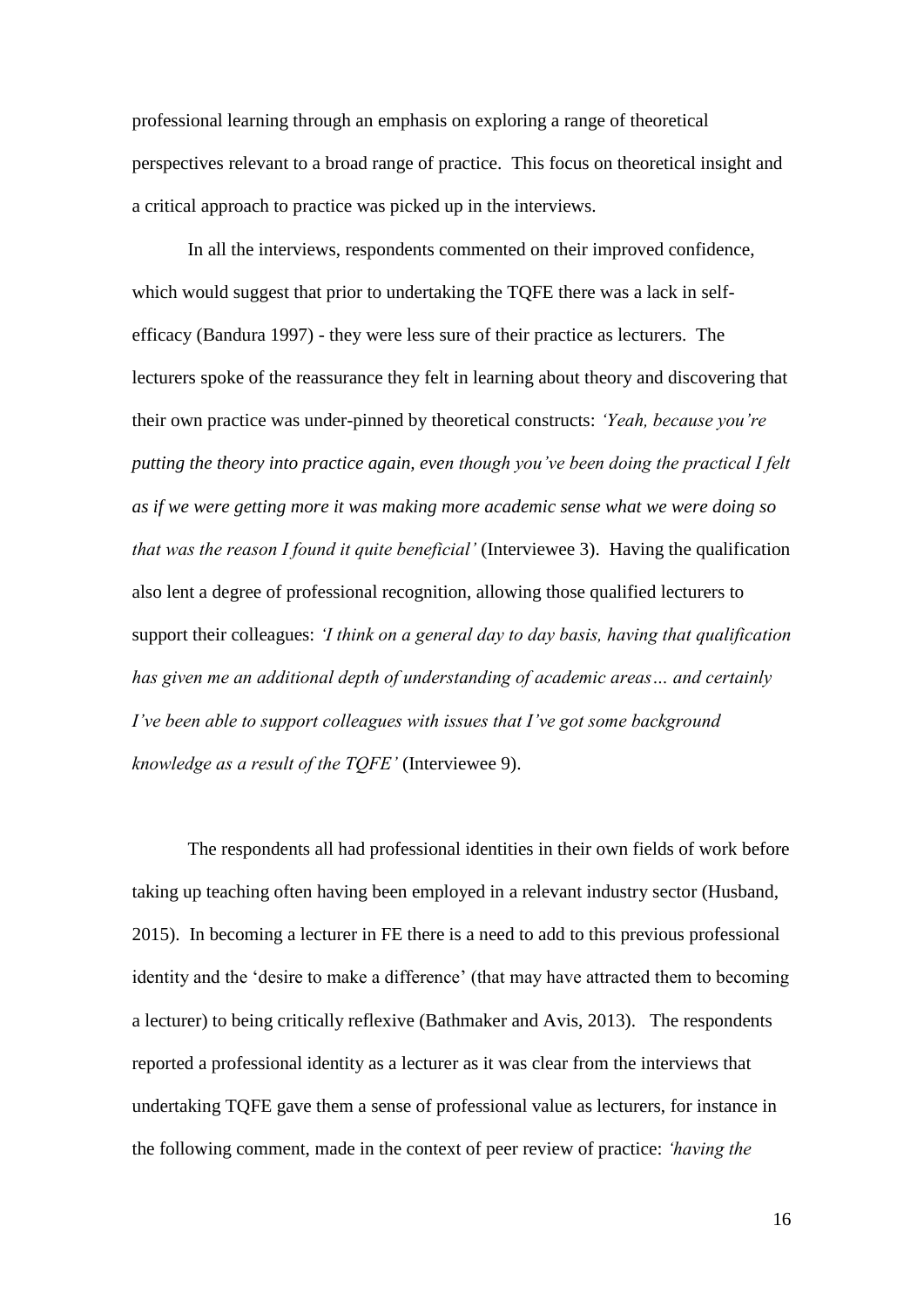professional learning through an emphasis on exploring a range of theoretical perspectives relevant to a broad range of practice. This focus on theoretical insight and a critical approach to practice was picked up in the interviews.

In all the interviews, respondents commented on their improved confidence, which would suggest that prior to undertaking the TQFE there was a lack in self-efficacy (Bandura 1997) - they were less sure of their practice as lecturers. The lecturers spoke of the reassurance they felt in learning about theory and discovering that their own practice was under-pinned by theoretical constructs: *'Yeah, because you're putting the theory into practice again, even though you've been doing the practical I felt as if we were getting more it was making more academic sense what we were doing so that was the reason I found it quite beneficial'* (Interviewee 3). Having the qualification also lent a degree of professional recognition, allowing those qualified lecturers to support their colleagues: *'I think on a general day to day basis, having that qualification has given me an additional depth of understanding of academic areas… and certainly I've been able to support colleagues with issues that I've got some background knowledge as a result of the TQFE'* (Interviewee 9).

The respondents all had professional identities in their own fields of work before taking up teaching often having been employed in a relevant industry sector (Husband, 2015). In becoming a lecturer in FE there is a need to add to this previous professional identity and the 'desire to make a difference' (that may have attracted them to becoming a lecturer) to being critically reflexive (Bathmaker and Avis, 2013). The respondents reported a professional identity as a lecturer as it was clear from the interviews that undertaking TQFE gave them a sense of professional value as lecturers, for instance in the following comment, made in the context of peer review of practice: *'having the*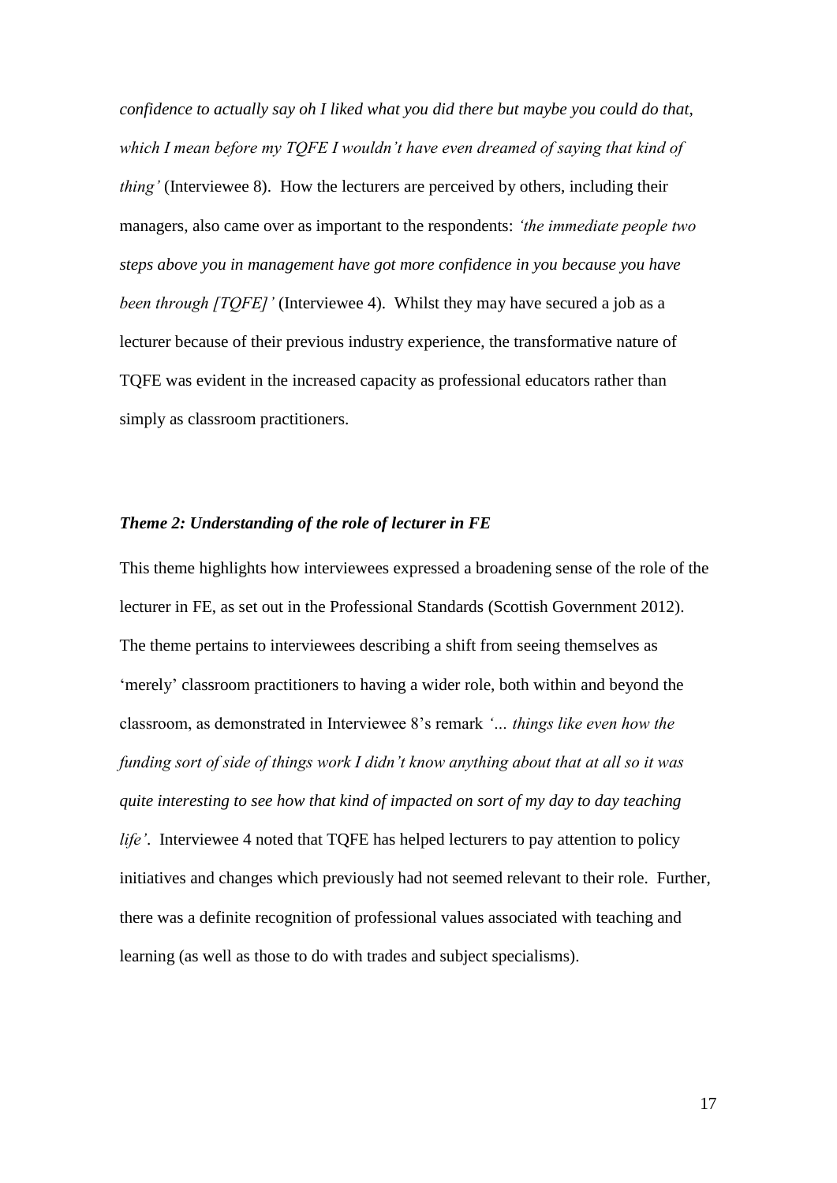*confidence to actually say oh I liked what you did there but maybe you could do that, which I mean before my TQFE I wouldn't have even dreamed of saying that kind of thing'* (Interviewee 8). How the lecturers are perceived by others, including their managers, also came over as important to the respondents: *'the immediate people two steps above you in management have got more confidence in you because you have been through [TQFE]'* (Interviewee 4). Whilst they may have secured a job as a lecturer because of their previous industry experience, the transformative nature of TQFE was evident in the increased capacity as professional educators rather than simply as classroom practitioners.

### *Theme 2: Understanding of the role of lecturer in FE*

This theme highlights how interviewees expressed a broadening sense of the role of the lecturer in FE, as set out in the Professional Standards (Scottish Government 2012). The theme pertains to interviewees describing a shift from seeing themselves as 'merely' classroom practitioners to having a wider role, both within and beyond the classroom, as demonstrated in Interviewee 8's remark *'… things like even how the funding sort of side of things work I didn't know anything about that at all so it was quite interesting to see how that kind of impacted on sort of my day to day teaching life'*. Interviewee 4 noted that TQFE has helped lecturers to pay attention to policy initiatives and changes which previously had not seemed relevant to their role. Further, there was a definite recognition of professional values associated with teaching and learning (as well as those to do with trades and subject specialisms).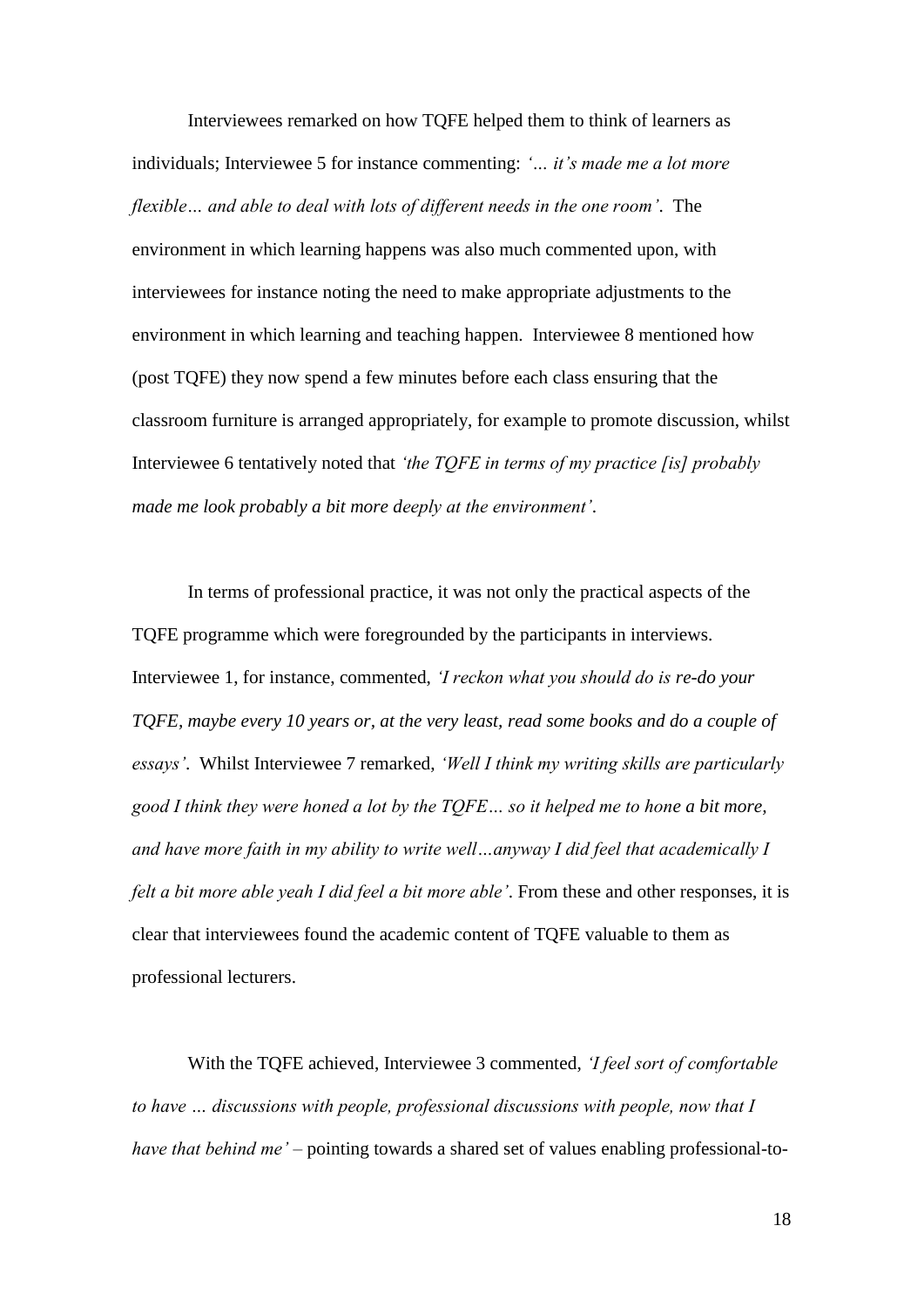Interviewees remarked on how TQFE helped them to think of learners as individuals; Interviewee 5 for instance commenting: *'… it's made me a lot more flexible… and able to deal with lots of different needs in the one room'*. The environment in which learning happens was also much commented upon, with interviewees for instance noting the need to make appropriate adjustments to the environment in which learning and teaching happen. Interviewee 8 mentioned how (post TQFE) they now spend a few minutes before each class ensuring that the classroom furniture is arranged appropriately, for example to promote discussion, whilst Interviewee 6 tentatively noted that *'the TQFE in terms of my practice [is] probably made me look probably a bit more deeply at the environment'*.

In terms of professional practice, it was not only the practical aspects of the TQFE programme which were foregrounded by the participants in interviews. Interviewee 1, for instance, commented, *'I reckon what you should do is re-do your TQFE, maybe every 10 years or, at the very least, read some books and do a couple of essays'*. Whilst Interviewee 7 remarked, *'Well I think my writing skills are particularly good I think they were honed a lot by the TQFE… so it helped me to hone a bit more, and have more faith in my ability to write well…anyway I did feel that academically I felt a bit more able yeah I did feel a bit more able'*. From these and other responses, it is clear that interviewees found the academic content of TQFE valuable to them as professional lecturers.

With the TQFE achieved, Interviewee 3 commented, *'I feel sort of comfortable to have … discussions with people, professional discussions with people, now that I have that behind me'* – pointing towards a shared set of values enabling professional-to-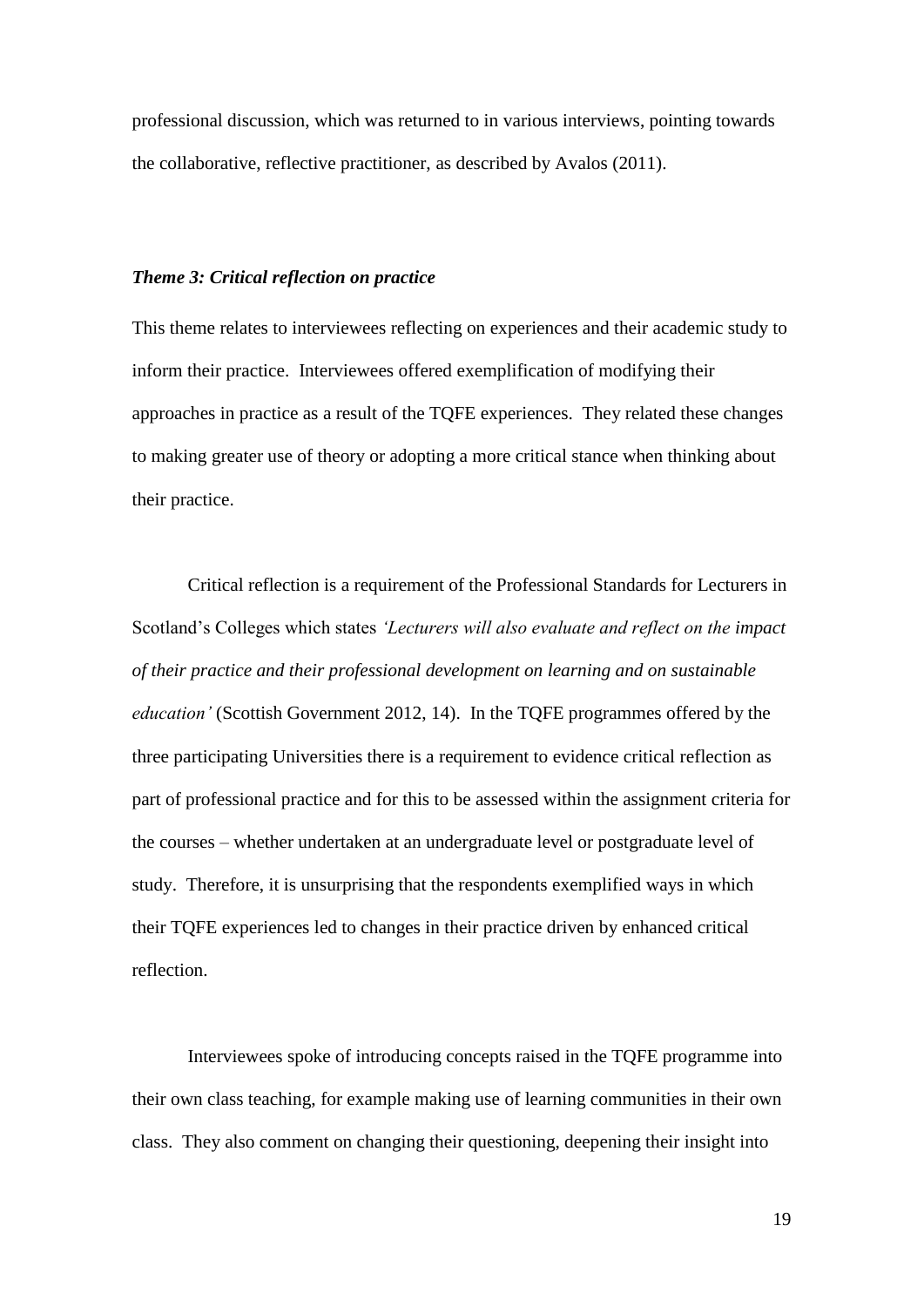professional discussion, which was returned to in various interviews, pointing towards the collaborative, reflective practitioner, as described by Avalos (2011).

### *Theme 3: Critical reflection on practice*

This theme relates to interviewees reflecting on experiences and their academic study to inform their practice. Interviewees offered exemplification of modifying their approaches in practice as a result of the TQFE experiences. They related these changes to making greater use of theory or adopting a more critical stance when thinking about their practice.

Critical reflection is a requirement of the Professional Standards for Lecturers in Scotland's Colleges which states *'Lecturers will also evaluate and reflect on the impact of their practice and their professional development on learning and on sustainable education'* (Scottish Government 2012, 14). In the TQFE programmes offered by the three participating Universities there is a requirement to evidence critical reflection as part of professional practice and for this to be assessed within the assignment criteria for the courses – whether undertaken at an undergraduate level or postgraduate level of study. Therefore, it is unsurprising that the respondents exemplified ways in which their TQFE experiences led to changes in their practice driven by enhanced critical reflection.

Interviewees spoke of introducing concepts raised in the TQFE programme into their own class teaching, for example making use of learning communities in their own class. They also comment on changing their questioning, deepening their insight into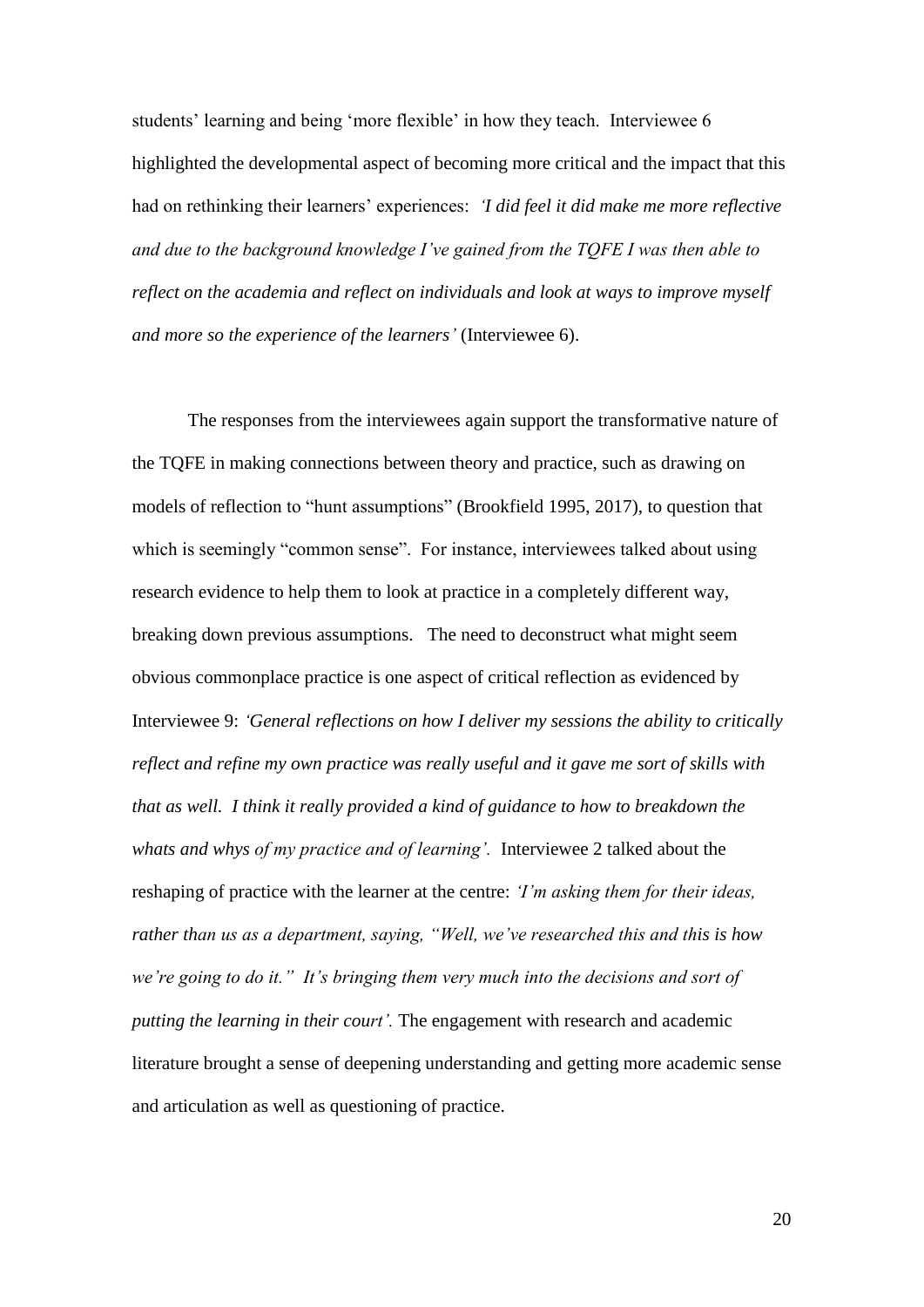students' learning and being 'more flexible' in how they teach. Interviewee 6 highlighted the developmental aspect of becoming more critical and the impact that this had on rethinking their learners' experiences: *'I did feel it did make me more reflective and due to the background knowledge I've gained from the TQFE I was then able to reflect on the academia and reflect on individuals and look at ways to improve myself and more so the experience of the learners'* (Interviewee 6).

The responses from the interviewees again support the transformative nature of the TQFE in making connections between theory and practice, such as drawing on models of reflection to "hunt assumptions" (Brookfield 1995, 2017), to question that which is seemingly "common sense". For instance, interviewees talked about using research evidence to help them to look at practice in a completely different way, breaking down previous assumptions. The need to deconstruct what might seem obvious commonplace practice is one aspect of critical reflection as evidenced by Interviewee 9: *'General reflections on how I deliver my sessions the ability to critically reflect and refine my own practice was really useful and it gave me sort of skills with that as well. I think it really provided a kind of guidance to how to breakdown the whats and whys of my practice and of learning'.* Interviewee 2 talked about the reshaping of practice with the learner at the centre: *'I'm asking them for their ideas, rather than us as a department, saying, "Well, we've researched this and this is how we're going to do it." It's bringing them very much into the decisions and sort of putting the learning in their court'.* The engagement with research and academic literature brought a sense of deepening understanding and getting more academic sense and articulation as well as questioning of practice.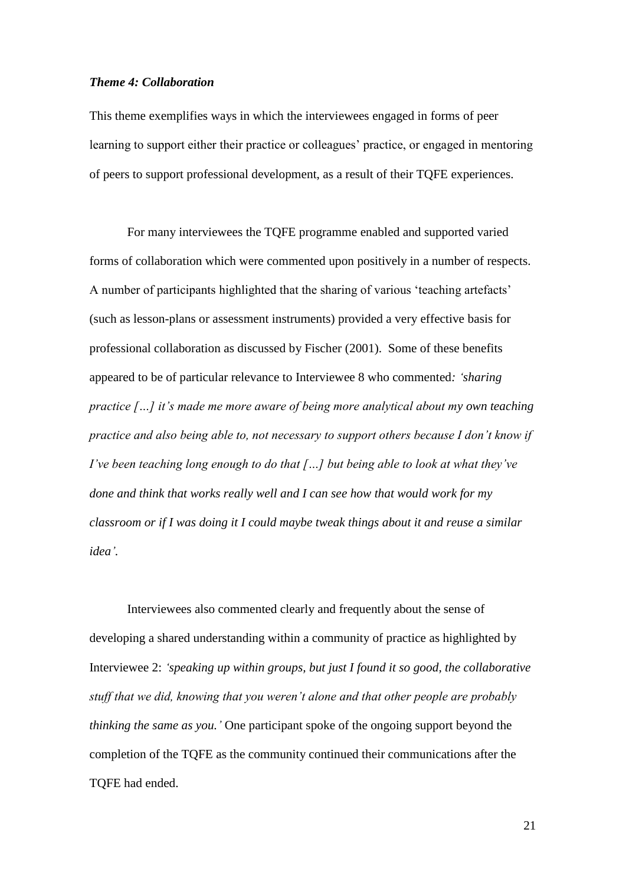### *Theme 4: Collaboration*

This theme exemplifies ways in which the interviewees engaged in forms of peer learning to support either their practice or colleagues' practice, or engaged in mentoring of peers to support professional development, as a result of their TQFE experiences.

For many interviewees the TQFE programme enabled and supported varied forms of collaboration which were commented upon positively in a number of respects. A number of participants highlighted that the sharing of various 'teaching artefacts' (such as lesson-plans or assessment instruments) provided a very effective basis for professional collaboration as discussed by Fischer (2001). Some of these benefits appeared to be of particular relevance to Interviewee 8 who commented*: 'sharing practice […] it's made me more aware of being more analytical about my own teaching practice and also being able to, not necessary to support others because I don't know if I've been teaching long enough to do that […] but being able to look at what they've done and think that works really well and I can see how that would work for my classroom or if I was doing it I could maybe tweak things about it and reuse a similar idea'.*

Interviewees also commented clearly and frequently about the sense of developing a shared understanding within a community of practice as highlighted by Interviewee 2: *'speaking up within groups, but just I found it so good, the collaborative stuff that we did, knowing that you weren't alone and that other people are probably thinking the same as you.'* One participant spoke of the ongoing support beyond the completion of the TQFE as the community continued their communications after the TQFE had ended.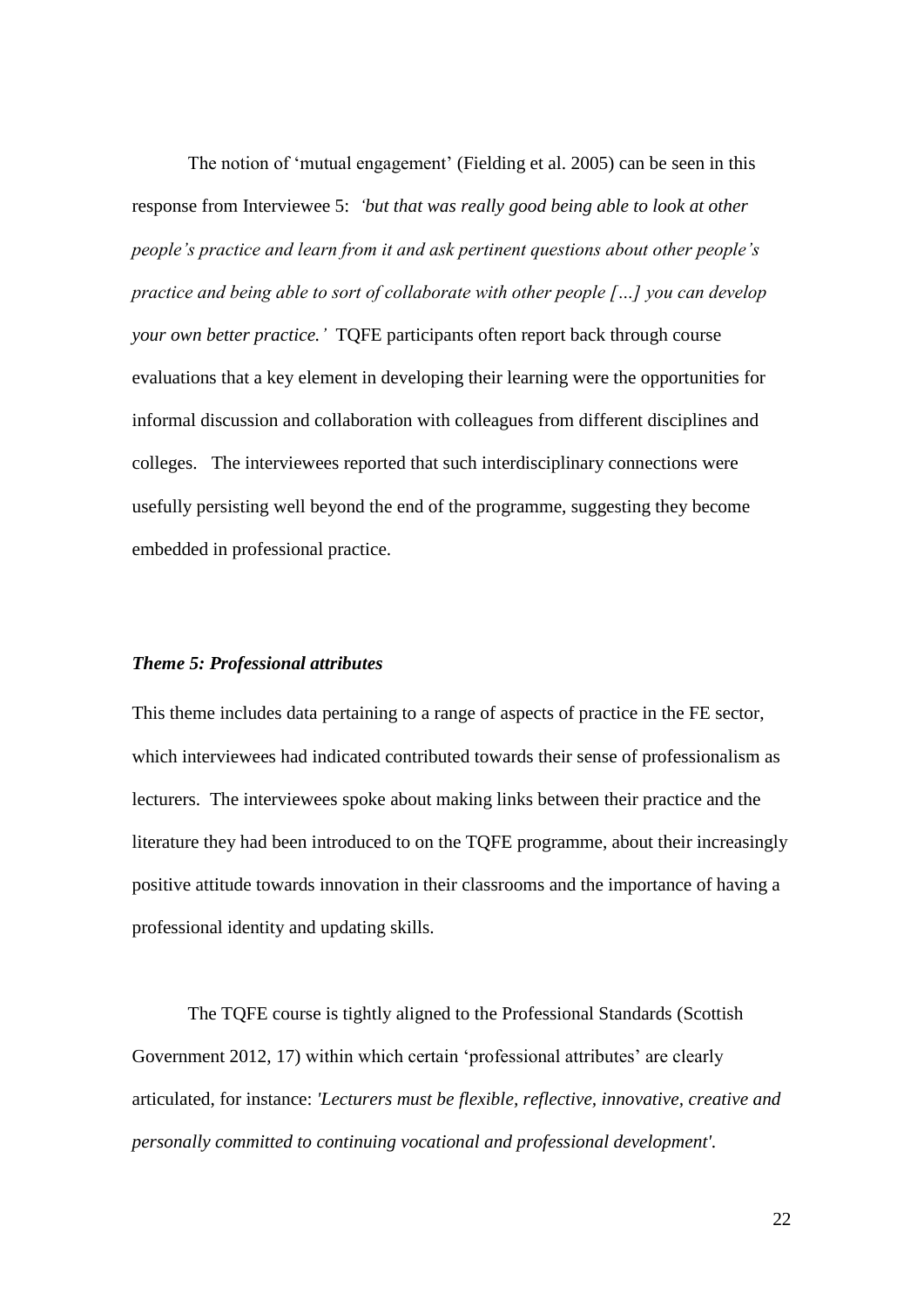The notion of 'mutual engagement' (Fielding et al. 2005) can be seen in this response from Interviewee 5: *'but that was really good being able to look at other people's practice and learn from it and ask pertinent questions about other people's practice and being able to sort of collaborate with other people […] you can develop your own better practice.'* TQFE participants often report back through course evaluations that a key element in developing their learning were the opportunities for informal discussion and collaboration with colleagues from different disciplines and colleges. The interviewees reported that such interdisciplinary connections were usefully persisting well beyond the end of the programme, suggesting they become embedded in professional practice.

### *Theme 5: Professional attributes*

This theme includes data pertaining to a range of aspects of practice in the FE sector, which interviewees had indicated contributed towards their sense of professionalism as lecturers. The interviewees spoke about making links between their practice and the literature they had been introduced to on the TQFE programme, about their increasingly positive attitude towards innovation in their classrooms and the importance of having a professional identity and updating skills.

The TQFE course is tightly aligned to the Professional Standards (Scottish Government 2012, 17) within which certain 'professional attributes' are clearly articulated, for instance: *'Lecturers must be flexible, reflective, innovative, creative and personally committed to continuing vocational and professional development'.*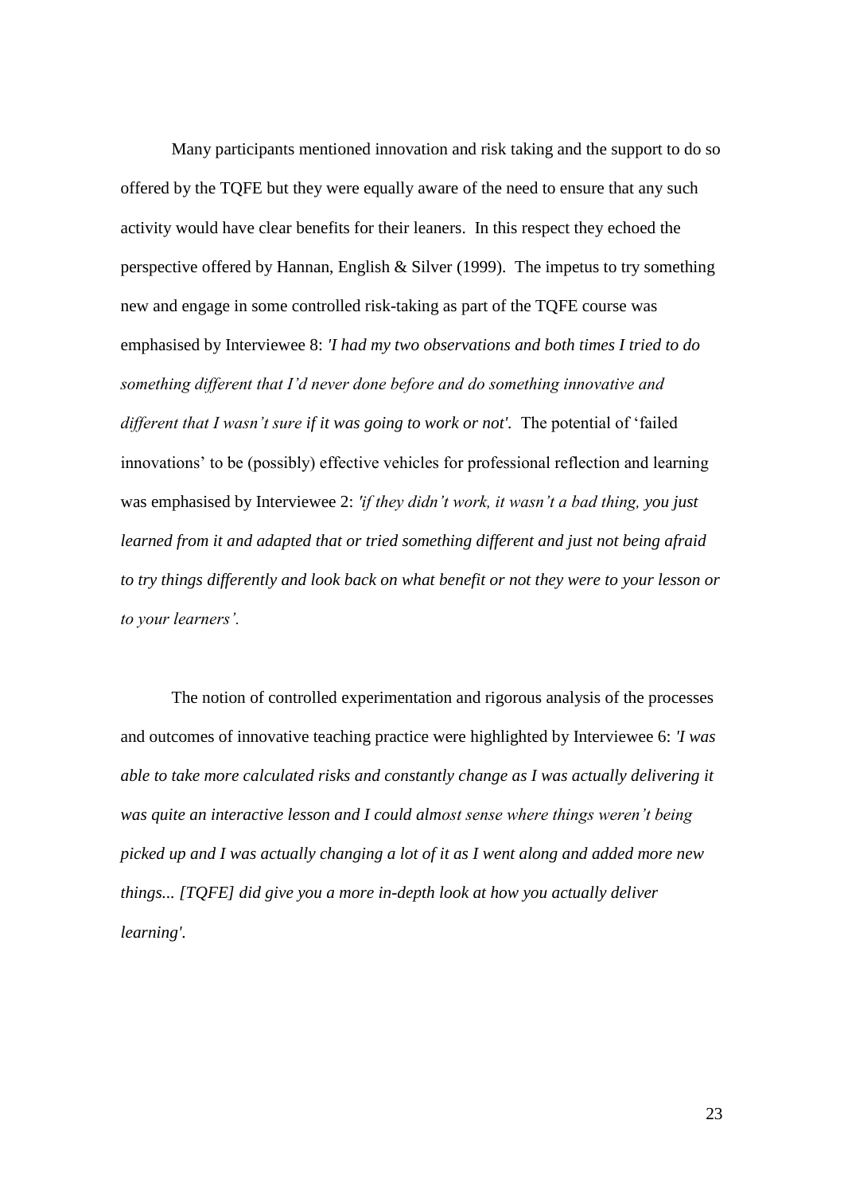Many participants mentioned innovation and risk taking and the support to do so offered by the TQFE but they were equally aware of the need to ensure that any such activity would have clear benefits for their leaners. In this respect they echoed the perspective offered by Hannan, English & Silver (1999). The impetus to try something new and engage in some controlled risk-taking as part of the TQFE course was emphasised by Interviewee 8: *'I had my two observations and both times I tried to do something different that I'd never done before and do something innovative and different that I wasn't sure if it was going to work or not'*. The potential of 'failed innovations' to be (possibly) effective vehicles for professional reflection and learning was emphasised by Interviewee 2: *'if they didn't work, it wasn't a bad thing, you just learned from it and adapted that or tried something different and just not being afraid to try things differently and look back on what benefit or not they were to your lesson or to your learners'.*

The notion of controlled experimentation and rigorous analysis of the processes and outcomes of innovative teaching practice were highlighted by Interviewee 6: *'I was able to take more calculated risks and constantly change as I was actually delivering it was quite an interactive lesson and I could almost sense where things weren't being picked up and I was actually changing a lot of it as I went along and added more new things... [TQFE] did give you a more in-depth look at how you actually deliver learning'*.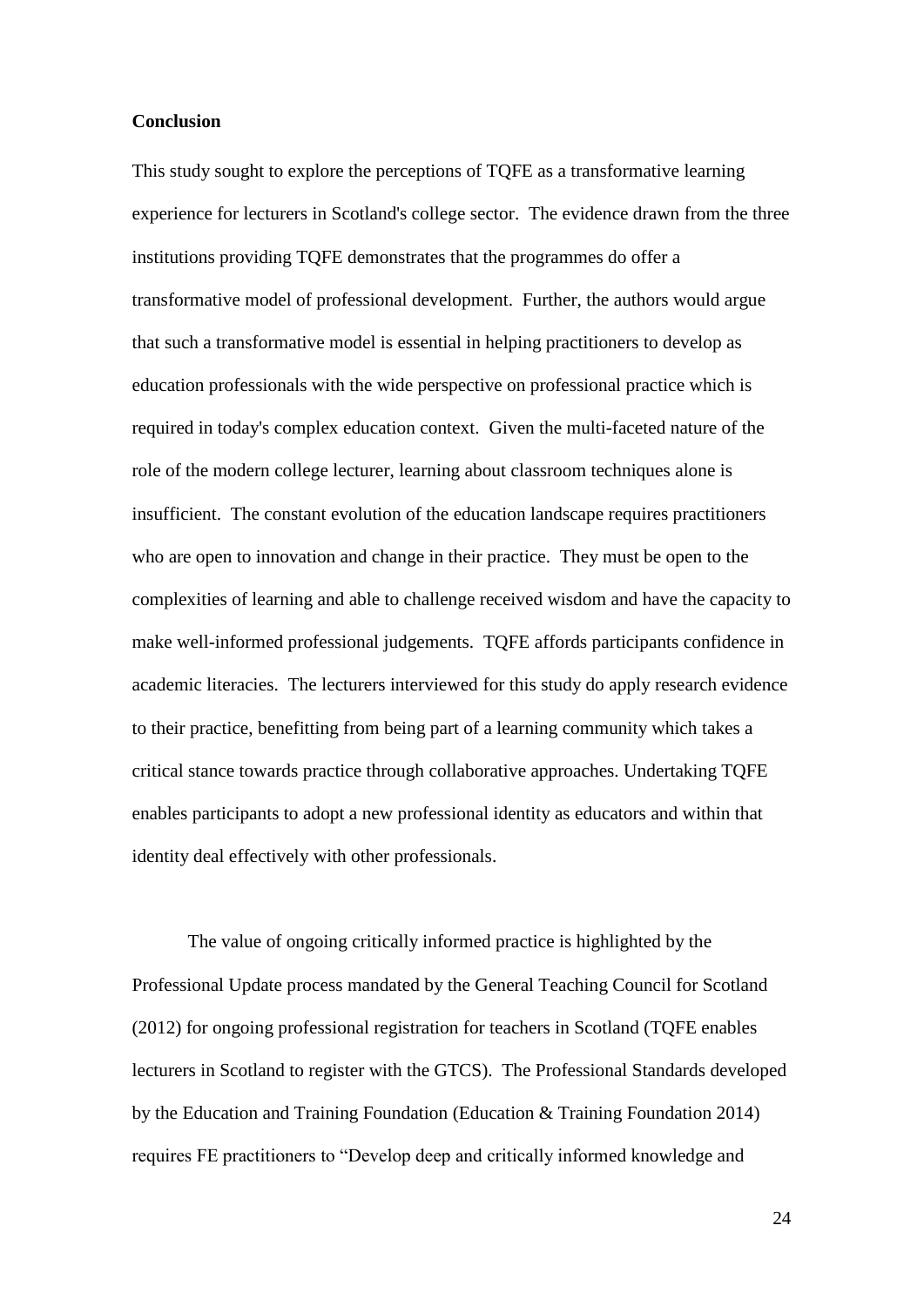## Conclusion

This study sought to explore the perceptions of TQFE as a transformative learning experience for lecturers in Scotland's college sector. The evidence drawn from the three institutions providing TQFE demonstrates that the programmes do offer a transformative model of professional development. Further, the authors would argue that such a transformative model is essential in helping practitioners to develop as education professionals with the wide perspective on professional practice which is required in today's complex education context. Given the multi-faceted nature of the role of the modern college lecturer, learning about classroom techniques alone is insufficient. The constant evolution of the education landscape requires practitioners who are open to innovation and change in their practice. They must be open to the complexities of learning and able to challenge received wisdom and have the capacity to make well-informed professional judgements. TQFE affords participants confidence in academic literacies. The lecturers interviewed for this study do apply research evidence to their practice, benefitting from being part of a learning community which takes a critical stance towards practice through collaborative approaches. Undertaking TQFE enables participants to adopt a new professional identity as educators and within that identity deal effectively with other professionals.

The value of ongoing critically informed practice is highlighted by the Professional Update process mandated by the General Teaching Council for Scotland (2012) for ongoing professional registration for teachers in Scotland (TQFE enables lecturers in Scotland to register with the GTCS). The Professional Standards developed by the Education and Training Foundation (Education & Training Foundation 2014) requires FE practitioners to "Develop deep and critically informed knowledge and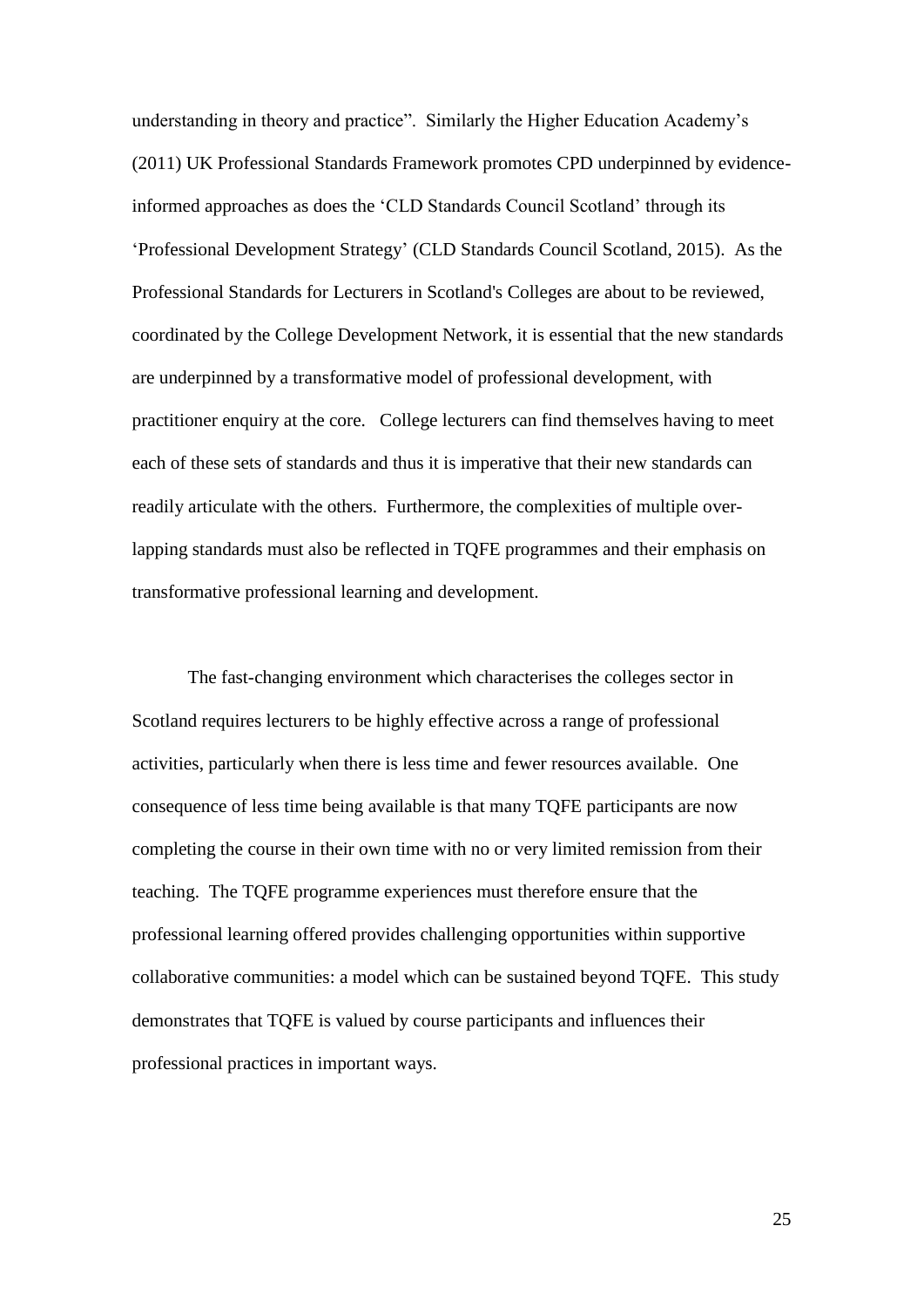understanding in theory and practice". Similarly the Higher Education Academy's (2011) UK Professional Standards Framework promotes CPD underpinned by evidence-informed approaches as does the 'CLD Standards Council Scotland' through its 'Professional Development Strategy' (CLD Standards Council Scotland, 2015). As the Professional Standards for Lecturers in Scotland's Colleges are about to be reviewed, coordinated by the College Development Network, it is essential that the new standards are underpinned by a transformative model of professional development, with practitioner enquiry at the core. College lecturers can find themselves having to meet each of these sets of standards and thus it is imperative that their new standards can readily articulate with the others. Furthermore, the complexities of multiple over-lapping standards must also be reflected in TQFE programmes and their emphasis on transformative professional learning and development.

The fast-changing environment which characterises the colleges sector in Scotland requires lecturers to be highly effective across a range of professional activities, particularly when there is less time and fewer resources available. One consequence of less time being available is that many TQFE participants are now completing the course in their own time with no or very limited remission from their teaching. The TQFE programme experiences must therefore ensure that the professional learning offered provides challenging opportunities within supportive collaborative communities: a model which can be sustained beyond TQFE. This study demonstrates that TQFE is valued by course participants and influences their professional practices in important ways.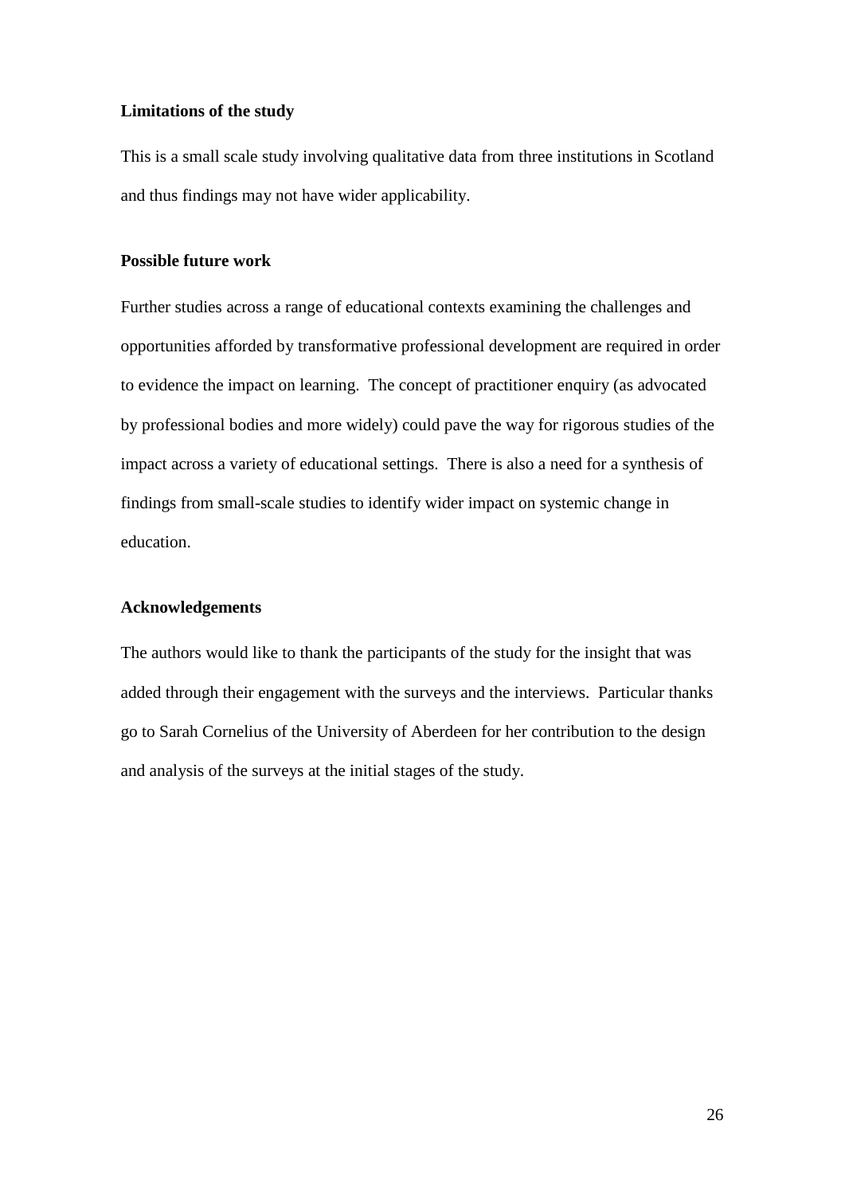**Limitations of the study**

This is a small scale study involving qualitative data from three institutions in Scotland and thus findings may not have wider applicability.

**Possible future work**

Further studies across a range of educational contexts examining the challenges and opportunities afforded by transformative professional development are required in order to evidence the impact on learning. The concept of practitioner enquiry (as advocated by professional bodies and more widely) could pave the way for rigorous studies of the impact across a variety of educational settings. There is also a need for a synthesis of findings from small-scale studies to identify wider impact on systemic change in education.

**Acknowledgements**

The authors would like to thank the participants of the study for the insight that was added through their engagement with the surveys and the interviews. Particular thanks go to Sarah Cornelius of the University of Aberdeen for her contribution to the design and analysis of the surveys at the initial stages of the study.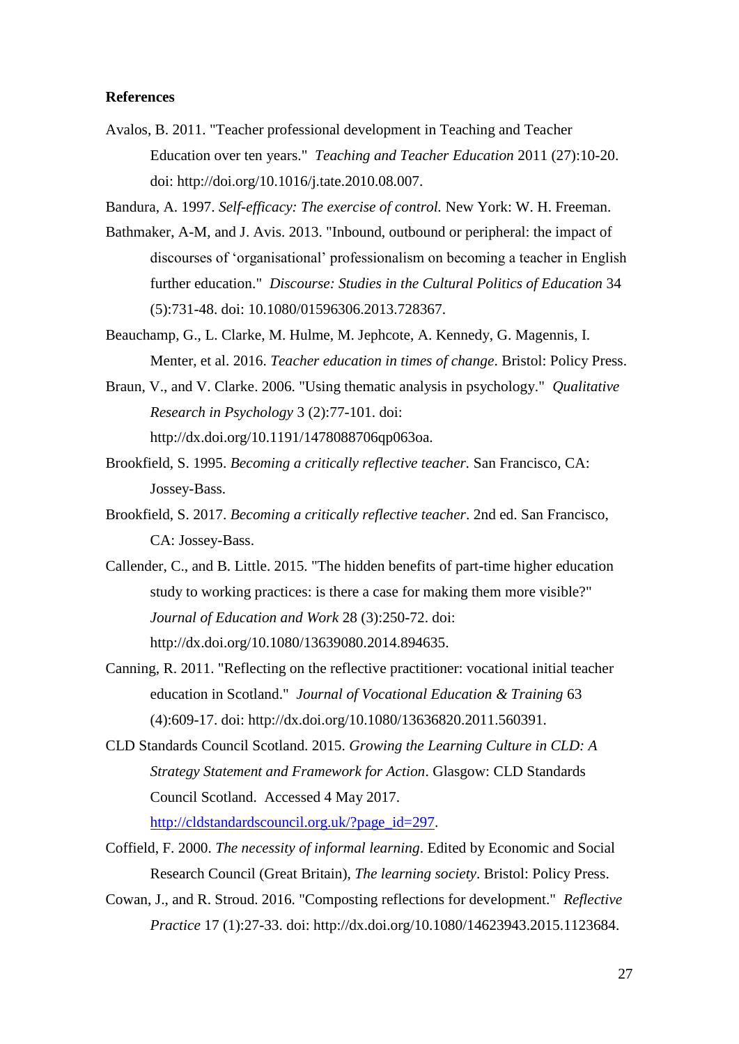**References**

Avalos, B. 2011. "Teacher professional development in Teaching and Teacher Education over ten years." *Teaching and Teacher Education* 2011 (27):10-20. doi: http://doi.org/10.1016/j.tate.2010.08.007.

Bandura, A. 1997. *Self-efficacy: The exercise of control.* New York: W. H. Freeman.

Bathmaker, A-M, and J. Avis. 2013. "Inbound, outbound or peripheral: the impact of discourses of 'organisational' professionalism on becoming a teacher in English further education." *Discourse: Studies in the Cultural Politics of Education* 34 (5):731-48. doi: 10.1080/01596306.2013.728367.

Beauchamp, G., L. Clarke, M. Hulme, M. Jephcote, A. Kennedy, G. Magennis, I. Menter, et al. 2016. *Teacher education in times of change*. Bristol: Policy Press.

Braun, V., and V. Clarke. 2006. "Using thematic analysis in psychology." *Qualitative Research in Psychology* 3 (2):77-101. doi: http://dx.doi.org/10.1191/1478088706qp063oa.

Brookfield, S. 1995. *Becoming a critically reflective teacher.* San Francisco, CA: Jossey-Bass.

Brookfield, S. 2017. *Becoming a critically reflective teacher*. 2nd ed. San Francisco, CA: Jossey-Bass.

Callender, C., and B. Little. 2015. "The hidden benefits of part-time higher education study to working practices: is there a case for making them more visible?" *Journal of Education and Work* 28 (3):250-72. doi: http://dx.doi.org/10.1080/13639080.2014.894635.

Canning, R. 2011. "Reflecting on the reflective practitioner: vocational initial teacher education in Scotland." *Journal of Vocational Education & Training* 63 (4):609-17. doi: http://dx.doi.org/10.1080/13636820.2011.560391.

CLD Standards Council Scotland. 2015. *Growing the Learning Culture in CLD: A Strategy Statement and Framework for Action*. Glasgow: CLD Standards Council Scotland. Accessed 4 May 2017. http://cldstandardscouncil.org.uk/?page_id=297.

Coffield, F. 2000. *The necessity of informal learning*. Edited by Economic and Social Research Council (Great Britain), *The learning society*. Bristol: Policy Press.

Cowan, J., and R. Stroud. 2016. "Composting reflections for development." *Reflective Practice* 17 (1):27-33. doi: http://dx.doi.org/10.1080/14623943.2015.1123684.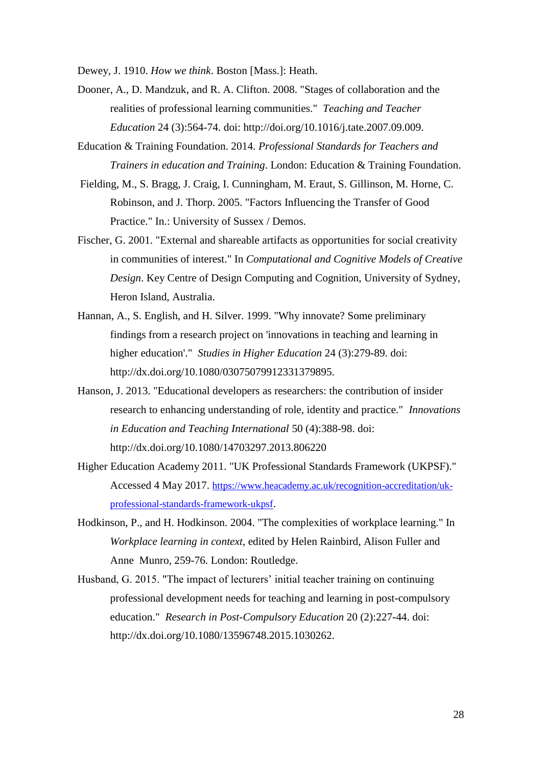Dewey, J. 1910. *How we think*. Boston [Mass.]: Heath.

Dooner, A., D. Mandzuk, and R. A. Clifton. 2008. "Stages of collaboration and the realities of professional learning communities." *Teaching and Teacher Education* 24 (3):564-74. doi: http://doi.org/10.1016/j.tate.2007.09.009.

Education & Training Foundation. 2014. *Professional Standards for Teachers and Trainers in education and Training*. London: Education & Training Foundation.

Fielding, M., S. Bragg, J. Craig, I. Cunningham, M. Eraut, S. Gillinson, M. Horne, C. Robinson, and J. Thorp. 2005. "Factors Influencing the Transfer of Good Practice." In.: University of Sussex / Demos.

Fischer, G. 2001. "External and shareable artifacts as opportunities for social creativity in communities of interest." In *Computational and Cognitive Models of Creative Design*. Key Centre of Design Computing and Cognition, University of Sydney, Heron Island, Australia.

Hannan, A., S. English, and H. Silver. 1999. "Why innovate? Some preliminary findings from a research project on 'innovations in teaching and learning in higher education'." *Studies in Higher Education* 24 (3):279-89. doi: http://dx.doi.org/10.1080/03075079912331379895.

Hanson, J. 2013. "Educational developers as researchers: the contribution of insider research to enhancing understanding of role, identity and practice." *Innovations in Education and Teaching International* 50 (4):388-98. doi: http://dx.doi.org/10.1080/14703297.2013.806220

Higher Education Academy 2011. "UK Professional Standards Framework (UKPSF)." Accessed 4 May 2017. https://www.heacademy.ac.uk/recognition-accreditation/uk-professional-standards-framework-ukpsf.

Hodkinson, P., and H. Hodkinson. 2004. "The complexities of workplace learning." In *Workplace learning in context*, edited by Helen Rainbird, Alison Fuller and Anne Munro, 259-76. London: Routledge.

Husband, G. 2015. "The impact of lecturers' initial teacher training on continuing professional development needs for teaching and learning in post-compulsory education." *Research in Post-Compulsory Education* 20 (2):227-44. doi: http://dx.doi.org/10.1080/13596748.2015.1030262.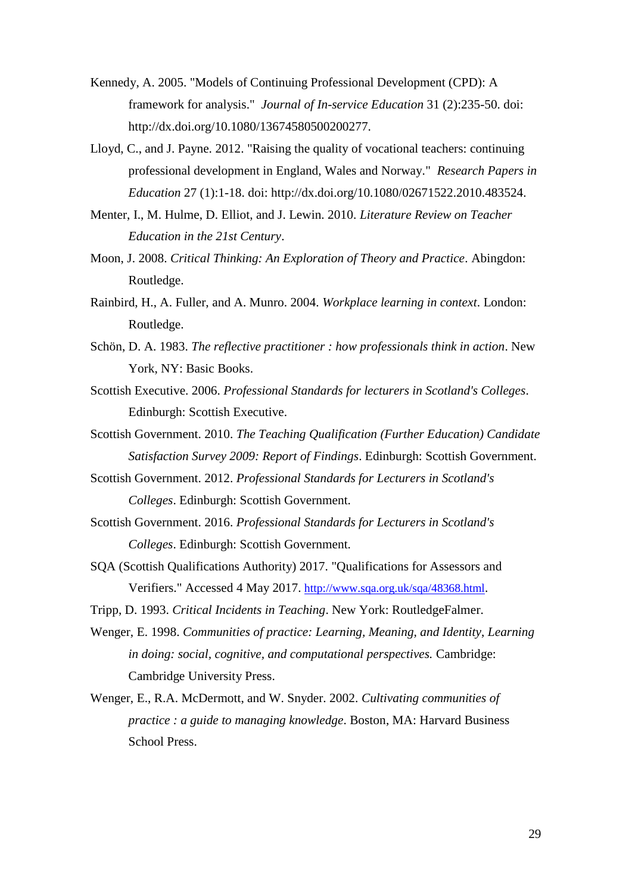Kennedy, A. 2005. "Models of Continuing Professional Development (CPD): A framework for analysis." *Journal of In-service Education* 31 (2):235-50. doi: http://dx.doi.org/10.1080/13674580500200277.

Lloyd, C., and J. Payne. 2012. "Raising the quality of vocational teachers: continuing professional development in England, Wales and Norway." *Research Papers in Education* 27 (1):1-18. doi: http://dx.doi.org/10.1080/02671522.2010.483524.

Menter, I., M. Hulme, D. Elliot, and J. Lewin. 2010. *Literature Review on Teacher Education in the 21st Century*.

Moon, J. 2008. *Critical Thinking: An Exploration of Theory and Practice*. Abingdon: Routledge.

Rainbird, H., A. Fuller, and A. Munro. 2004. *Workplace learning in context*. London: Routledge.

Schön, D. A. 1983. *The reflective practitioner : how professionals think in action*. New York, NY: Basic Books.

Scottish Executive. 2006. *Professional Standards for lecturers in Scotland's Colleges*. Edinburgh: Scottish Executive.

Scottish Government. 2010. *The Teaching Qualification (Further Education) Candidate Satisfaction Survey 2009: Report of Findings*. Edinburgh: Scottish Government.

Scottish Government. 2012. *Professional Standards for Lecturers in Scotland's Colleges*. Edinburgh: Scottish Government.

Scottish Government. 2016. *Professional Standards for Lecturers in Scotland's Colleges*. Edinburgh: Scottish Government.

SQA (Scottish Qualifications Authority) 2017. "Qualifications for Assessors and Verifiers." Accessed 4 May 2017. http://www.sqa.org.uk/sqa/48368.html.

Tripp, D. 1993. *Critical Incidents in Teaching*. New York: RoutledgeFalmer.

Wenger, E. 1998. *Communities of practice: Learning, Meaning, and Identity*, *Learning in doing: social, cognitive, and computational perspectives.* Cambridge: Cambridge University Press.

Wenger, E., R.A. McDermott, and W. Snyder. 2002. *Cultivating communities of practice : a guide to managing knowledge*. Boston, MA: Harvard Business School Press.